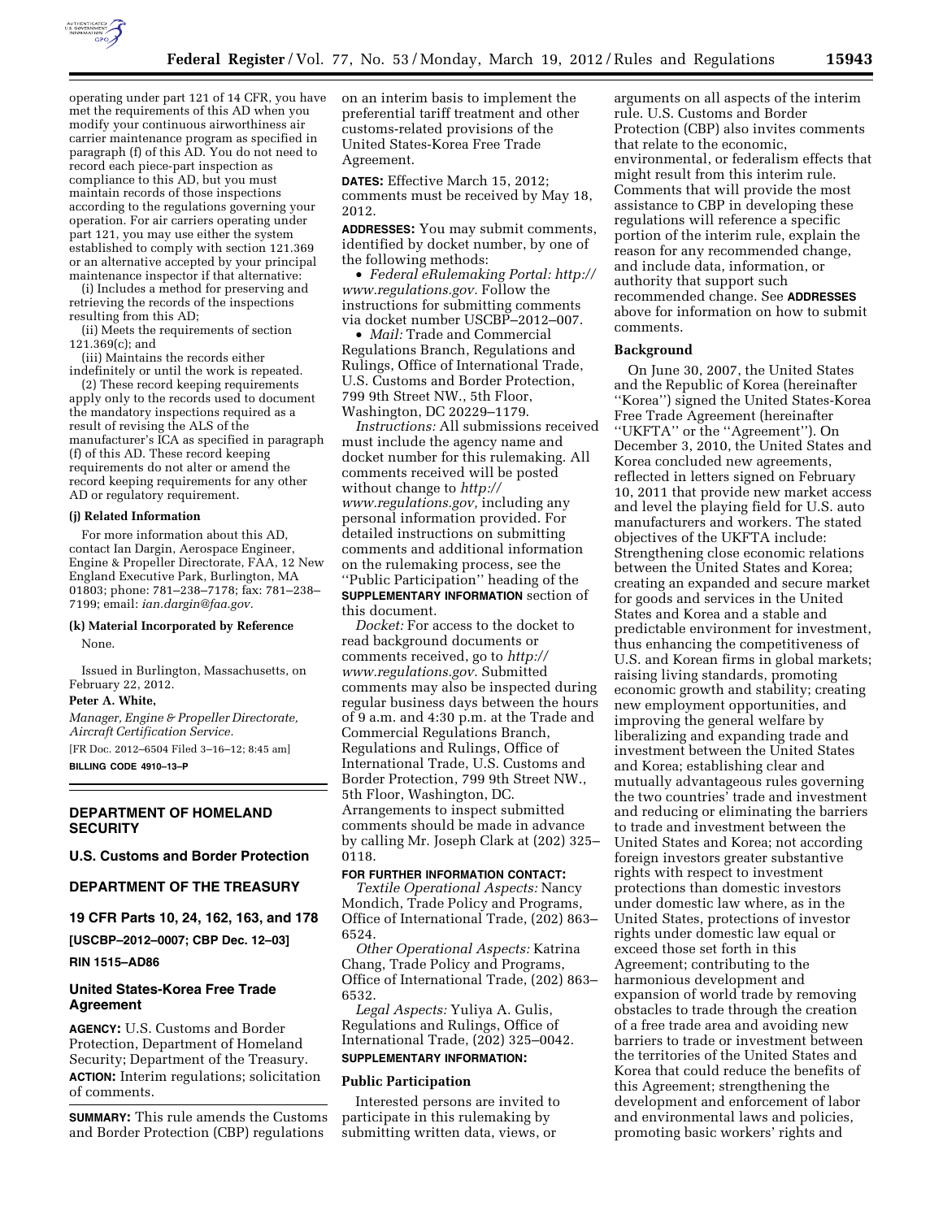operating under part 121 of 14 CFR, you have met the requirements of this AD when you modify your continuous airworthiness air carrier maintenance program as specified in paragraph (f) of this AD. You do not need to record each piece-part inspection as compliance to this AD, but you must maintain records of those inspections according to the regulations governing your operation. For air carriers operating under part 121, you may use either the system established to comply with section 121.369 or an alternative accepted by your principal maintenance inspector if that alternative:

(i) Includes a method for preserving and retrieving the records of the inspections resulting from this AD;

(ii) Meets the requirements of section 121.369(c); and

(iii) Maintains the records either indefinitely or until the work is repeated.

(2) These record keeping requirements apply only to the records used to document the mandatory inspections required as a result of revising the ALS of the manufacturer's ICA as specified in paragraph (f) of this AD. These record keeping requirements do not alter or amend the record keeping requirements for any other AD or regulatory requirement.

#### (j) Related Information

For more information about this AD, contact Ian Dargin, Aerospace Engineer, Engine & Propeller Directorate, FAA, 12 New England Executive Park, Burlington, MA 01803; phone: 781–238–7178; fax: 781–238–7199; email: *ian.dargin@faa.gov.*

#### (k) Material Incorporated by Reference

None.

Issued in Burlington, Massachusetts, on February 22, 2012.

**Peter A. White,**

*Manager, Engine & Propeller Directorate, Aircraft Certification Service.*

[FR Doc. 2012–6504 Filed 3–16–12; 8:45 am]

**BILLING CODE 4910–13–P**

---

## DEPARTMENT OF HOMELAND SECURITY

### U.S. Customs and Border Protection

## DEPARTMENT OF THE TREASURY

### 19 CFR Parts 10, 24, 162, 163, and 178

**[USCBP–2012–0007; CBP Dec. 12–03]**

**RIN 1515–AD86**

### United States-Korea Free Trade Agreement

**AGENCY:** U.S. Customs and Border Protection, Department of Homeland Security; Department of the Treasury.

**ACTION:** Interim regulations; solicitation of comments.

**SUMMARY:** This rule amends the Customs and Border Protection (CBP) regulations on an interim basis to implement the preferential tariff treatment and other customs-related provisions of the United States-Korea Free Trade Agreement.

**DATES:** Effective March 15, 2012; comments must be received by May 18, 2012.

**ADDRESSES:** You may submit comments, identified by docket number, by one of the following methods:

- *Federal eRulemaking Portal: http://www.regulations.gov.* Follow the instructions for submitting comments via docket number USCBP–2012–007.
- *Mail:* Trade and Commercial Regulations Branch, Regulations and Rulings, Office of International Trade, U.S. Customs and Border Protection, 799 9th Street NW., 5th Floor, Washington, DC 20229–1179.

*Instructions:* All submissions received must include the agency name and docket number for this rulemaking. All comments received will be posted without change to *http://www.regulations.gov,* including any personal information provided. For detailed instructions on submitting comments and additional information on the rulemaking process, see the "Public Participation" heading of the **SUPPLEMENTARY INFORMATION** section of this document.

*Docket:* For access to the docket to read background documents or comments received, go to *http://www.regulations.gov.* Submitted comments may also be inspected during regular business days between the hours of 9 a.m. and 4:30 p.m. at the Trade and Commercial Regulations Branch, Regulations and Rulings, Office of International Trade, U.S. Customs and Border Protection, 799 9th Street NW., 5th Floor, Washington, DC. Arrangements to inspect submitted comments should be made in advance by calling Mr. Joseph Clark at (202) 325–0118.

**FOR FURTHER INFORMATION CONTACT:**

*Textile Operational Aspects:* Nancy Mondich, Trade Policy and Programs, Office of International Trade, (202) 863–6524.

*Other Operational Aspects:* Katrina Chang, Trade Policy and Programs, Office of International Trade, (202) 863–6532.

*Legal Aspects:* Yuliya A. Gulis, Regulations and Rulings, Office of International Trade, (202) 325–0042.

**SUPPLEMENTARY INFORMATION:**

#### Public Participation

Interested persons are invited to participate in this rulemaking by submitting written data, views, or arguments on all aspects of the interim rule. U.S. Customs and Border Protection (CBP) also invites comments that relate to the economic, environmental, or federalism effects that might result from this interim rule. Comments that will provide the most assistance to CBP in developing these regulations will reference a specific portion of the interim rule, explain the reason for any recommended change, and include data, information, or authority that support such recommended change. See **ADDRESSES** above for information on how to submit comments.

#### Background

On June 30, 2007, the United States and the Republic of Korea (hereinafter "Korea") signed the United States-Korea Free Trade Agreement (hereinafter "UKFTA" or the "Agreement"). On December 3, 2010, the United States and Korea concluded new agreements, reflected in letters signed on February 10, 2011 that provide new market access and level the playing field for U.S. auto manufacturers and workers. The stated objectives of the UKFTA include: Strengthening close economic relations between the United States and Korea; creating an expanded and secure market for goods and services in the United States and Korea and a stable and predictable environment for investment, thus enhancing the competitiveness of U.S. and Korean firms in global markets; raising living standards, promoting economic growth and stability; creating new employment opportunities, and improving the general welfare by liberalizing and expanding trade and investment between the United States and Korea; establishing clear and mutually advantageous rules governing the two countries' trade and investment and reducing or eliminating the barriers to trade and investment between the United States and Korea; not according foreign investors greater substantive rights with respect to investment protections than domestic investors under domestic law where, as in the United States, protections of investor rights under domestic law equal or exceed those set forth in this Agreement; contributing to the harmonious development and expansion of world trade by removing obstacles to trade through the creation of a free trade area and avoiding new barriers to trade or investment between the territories of the United States and Korea that could reduce the benefits of this Agreement; strengthening the development and enforcement of labor and environmental laws and policies, promoting basic workers' rights and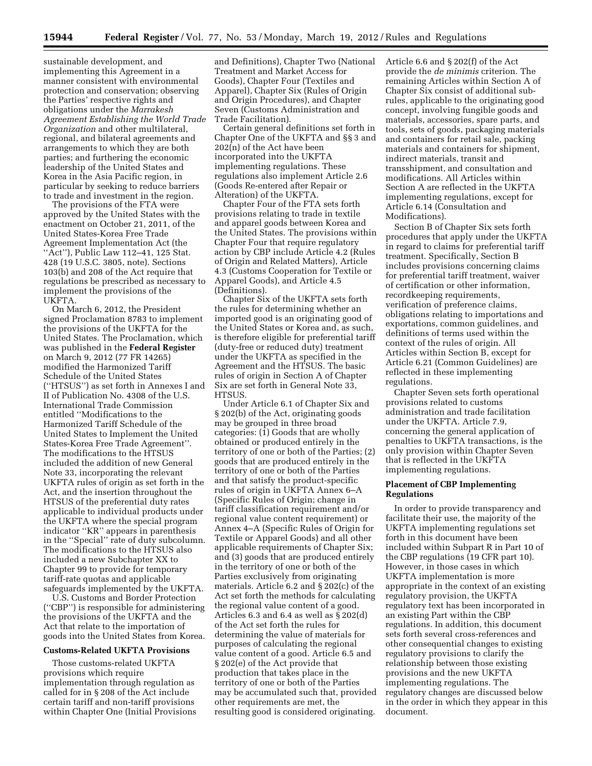sustainable development, and implementing this Agreement in a manner consistent with environmental protection and conservation; observing the Parties' respective rights and obligations under the *Marrakesh Agreement Establishing the World Trade Organization* and other multilateral, regional, and bilateral agreements and arrangements to which they are both parties; and furthering the economic leadership of the United States and Korea in the Asia Pacific region, in particular by seeking to reduce barriers to trade and investment in the region.

The provisions of the FTA were approved by the United States with the enactment on October 21, 2011, of the United States-Korea Free Trade Agreement Implementation Act (the ''Act''), Public Law 112–41, 125 Stat. 428 (19 U.S.C. 3805, note). Sections 103(b) and 208 of the Act require that regulations be prescribed as necessary to implement the provisions of the UKFTA.

On March 6, 2012, the President signed Proclamation 8783 to implement the provisions of the UKFTA for the United States. The Proclamation, which was published in the **Federal Register** on March 9, 2012 (77 FR 14265) modified the Harmonized Tariff Schedule of the United States (''HTSUS'') as set forth in Annexes I and II of Publication No. 4308 of the U.S. International Trade Commission entitled ''Modifications to the Harmonized Tariff Schedule of the United States to Implement the United States-Korea Free Trade Agreement''. The modifications to the HTSUS included the addition of new General Note 33, incorporating the relevant UKFTA rules of origin as set forth in the Act, and the insertion throughout the HTSUS of the preferential duty rates applicable to individual products under the UKFTA where the special program indicator ''KR'' appears in parenthesis in the ''Special'' rate of duty subcolumn. The modifications to the HTSUS also included a new Subchapter XX to Chapter 99 to provide for temporary tariff-rate quotas and applicable safeguards implemented by the UKFTA.

U.S. Customs and Border Protection (''CBP'') is responsible for administering the provisions of the UKFTA and the Act that relate to the importation of goods into the United States from Korea.

## Customs-Related UKFTA Provisions

Those customs-related UKFTA provisions which require implementation through regulation as called for in § 208 of the Act include certain tariff and non-tariff provisions within Chapter One (Initial Provisions and Definitions), Chapter Two (National Treatment and Market Access for Goods), Chapter Four (Textiles and Apparel), Chapter Six (Rules of Origin and Origin Procedures), and Chapter Seven (Customs Administration and Trade Facilitation).

Certain general definitions set forth in Chapter One of the UKFTA and §§ 3 and 202(n) of the Act have been incorporated into the UKFTA implementing regulations. These regulations also implement Article 2.6 (Goods Re-entered after Repair or Alteration) of the UKFTA.

Chapter Four of the FTA sets forth provisions relating to trade in textile and apparel goods between Korea and the United States. The provisions within Chapter Four that require regulatory action by CBP include Article 4.2 (Rules of Origin and Related Matters), Article 4.3 (Customs Cooperation for Textile or Apparel Goods), and Article 4.5 (Definitions).

Chapter Six of the UKFTA sets forth the rules for determining whether an imported good is an originating good of the United States or Korea and, as such, is therefore eligible for preferential tariff (duty-free or reduced duty) treatment under the UKFTA as specified in the Agreement and the HTSUS. The basic rules of origin in Section A of Chapter Six are set forth in General Note 33, HTSUS.

Under Article 6.1 of Chapter Six and § 202(b) of the Act, originating goods may be grouped in three broad categories: (1) Goods that are wholly obtained or produced entirely in the territory of one or both of the Parties; (2) goods that are produced entirely in the territory of one or both of the Parties and that satisfy the product-specific rules of origin in UKFTA Annex 6–A (Specific Rules of Origin; change in tariff classification requirement and/or regional value content requirement) or Annex 4–A (Specific Rules of Origin for Textile or Apparel Goods) and all other applicable requirements of Chapter Six; and (3) goods that are produced entirely in the territory of one or both of the Parties exclusively from originating materials. Article 6.2 and § 202(c) of the Act set forth the methods for calculating the regional value content of a good. Articles 6.3 and 6.4 as well as § 202(d) of the Act set forth the rules for determining the value of materials for purposes of calculating the regional value content of a good. Article 6.5 and § 202(e) of the Act provide that production that takes place in the territory of one or both of the Parties may be accumulated such that, provided other requirements are met, the resulting good is considered originating. Article 6.6 and § 202(f) of the Act provide the *de minimis* criterion. The remaining Articles within Section A of Chapter Six consist of additional sub-rules, applicable to the originating good concept, involving fungible goods and materials, accessories, spare parts, and tools, sets of goods, packaging materials and containers for retail sale, packing materials and containers for shipment, indirect materials, transit and transshipment, and consultation and modifications. All Articles within Section A are reflected in the UKFTA implementing regulations, except for Article 6.14 (Consultation and Modifications).

Section B of Chapter Six sets forth procedures that apply under the UKFTA in regard to claims for preferential tariff treatment. Specifically, Section B includes provisions concerning claims for preferential tariff treatment, waiver of certification or other information, recordkeeping requirements, verification of preference claims, obligations relating to importations and exportations, common guidelines, and definitions of terms used within the context of the rules of origin. All Articles within Section B, except for Article 6.21 (Common Guidelines) are reflected in these implementing regulations.

Chapter Seven sets forth operational provisions related to customs administration and trade facilitation under the UKFTA. Article 7.9, concerning the general application of penalties to UKFTA transactions, is the only provision within Chapter Seven that is reflected in the UKFTA implementing regulations.

## Placement of CBP Implementing Regulations

In order to provide transparency and facilitate their use, the majority of the UKFTA implementing regulations set forth in this document have been included within Subpart R in Part 10 of the CBP regulations (19 CFR part 10). However, in those cases in which UKFTA implementation is more appropriate in the context of an existing regulatory provision, the UKFTA regulatory text has been incorporated in an existing Part within the CBP regulations. In addition, this document sets forth several cross-references and other consequential changes to existing regulatory provisions to clarify the relationship between those existing provisions and the new UKFTA implementing regulations. The regulatory changes are discussed below in the order in which they appear in this document.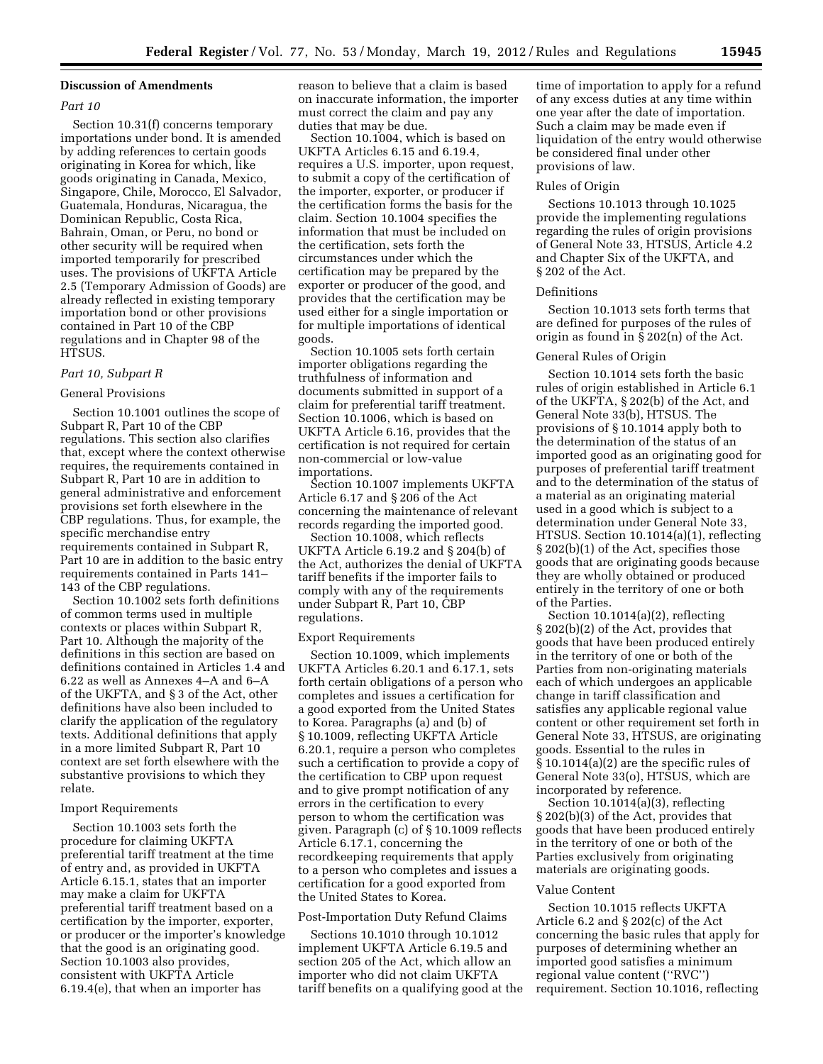**Discussion of Amendments**

*Part 10*

Section 10.31(f) concerns temporary importations under bond. It is amended by adding references to certain goods originating in Korea for which, like goods originating in Canada, Mexico, Singapore, Chile, Morocco, El Salvador, Guatemala, Honduras, Nicaragua, the Dominican Republic, Costa Rica, Bahrain, Oman, or Peru, no bond or other security will be required when imported temporarily for prescribed uses. The provisions of UKFTA Article 2.5 (Temporary Admission of Goods) are already reflected in existing temporary importation bond or other provisions contained in Part 10 of the CBP regulations and in Chapter 98 of the HTSUS.

*Part 10, Subpart R*

General Provisions

Section 10.1001 outlines the scope of Subpart R, Part 10 of the CBP regulations. This section also clarifies that, except where the context otherwise requires, the requirements contained in Subpart R, Part 10 are in addition to general administrative and enforcement provisions set forth elsewhere in the CBP regulations. Thus, for example, the specific merchandise entry requirements contained in Subpart R, Part 10 are in addition to the basic entry requirements contained in Parts 141–143 of the CBP regulations.

Section 10.1002 sets forth definitions of common terms used in multiple contexts or places within Subpart R, Part 10. Although the majority of the definitions in this section are based on definitions contained in Articles 1.4 and 6.22 as well as Annexes 4–A and 6–A of the UKFTA, and § 3 of the Act, other definitions have also been included to clarify the application of the regulatory texts. Additional definitions that apply in a more limited Subpart R, Part 10 context are set forth elsewhere with the substantive provisions to which they relate.

Import Requirements

Section 10.1003 sets forth the procedure for claiming UKFTA preferential tariff treatment at the time of entry and, as provided in UKFTA Article 6.15.1, states that an importer may make a claim for UKFTA preferential tariff treatment based on a certification by the importer, exporter, or producer or the importer's knowledge that the good is an originating good. Section 10.1003 also provides, consistent with UKFTA Article 6.19.4(e), that when an importer has reason to believe that a claim is based on inaccurate information, the importer must correct the claim and pay any duties that may be due.

Section 10.1004, which is based on UKFTA Articles 6.15 and 6.19.4, requires a U.S. importer, upon request, to submit a copy of the certification of the importer, exporter, or producer if the certification forms the basis for the claim. Section 10.1004 specifies the information that must be included on the certification, sets forth the circumstances under which the certification may be prepared by the exporter or producer of the good, and provides that the certification may be used either for a single importation or for multiple importations of identical goods.

Section 10.1005 sets forth certain importer obligations regarding the truthfulness of information and documents submitted in support of a claim for preferential tariff treatment. Section 10.1006, which is based on UKFTA Article 6.16, provides that the certification is not required for certain non-commercial or low-value importations.

Section 10.1007 implements UKFTA Article 6.17 and § 206 of the Act concerning the maintenance of relevant records regarding the imported good.

Section 10.1008, which reflects UKFTA Article 6.19.2 and § 204(b) of the Act, authorizes the denial of UKFTA tariff benefits if the importer fails to comply with any of the requirements under Subpart R, Part 10, CBP regulations.

Export Requirements

Section 10.1009, which implements UKFTA Articles 6.20.1 and 6.17.1, sets forth certain obligations of a person who completes and issues a certification for a good exported from the United States to Korea. Paragraphs (a) and (b) of § 10.1009, reflecting UKFTA Article 6.20.1, require a person who completes such a certification to provide a copy of the certification to CBP upon request and to give prompt notification of any errors in the certification to every person to whom the certification was given. Paragraph (c) of § 10.1009 reflects Article 6.17.1, concerning the recordkeeping requirements that apply to a person who completes and issues a certification for a good exported from the United States to Korea.

Post-Importation Duty Refund Claims

Sections 10.1010 through 10.1012 implement UKFTA Article 6.19.5 and section 205 of the Act, which allow an importer who did not claim UKFTA tariff benefits on a qualifying good at the time of importation to apply for a refund of any excess duties at any time within one year after the date of importation. Such a claim may be made even if liquidation of the entry would otherwise be considered final under other provisions of law.

Rules of Origin

Sections 10.1013 through 10.1025 provide the implementing regulations regarding the rules of origin provisions of General Note 33, HTSUS, Article 4.2 and Chapter Six of the UKFTA, and § 202 of the Act.

Definitions

Section 10.1013 sets forth terms that are defined for purposes of the rules of origin as found in § 202(n) of the Act.

General Rules of Origin

Section 10.1014 sets forth the basic rules of origin established in Article 6.1 of the UKFTA, § 202(b) of the Act, and General Note 33(b), HTSUS. The provisions of § 10.1014 apply both to the determination of the status of an imported good as an originating good for purposes of preferential tariff treatment and to the determination of the status of a material as an originating material used in a good which is subject to a determination under General Note 33, HTSUS. Section 10.1014(a)(1), reflecting § 202(b)(1) of the Act, specifies those goods that are originating goods because they are wholly obtained or produced entirely in the territory of one or both of the Parties.

Section 10.1014(a)(2), reflecting § 202(b)(2) of the Act, provides that goods that have been produced entirely in the territory of one or both of the Parties from non-originating materials each of which undergoes an applicable change in tariff classification and satisfies any applicable regional value content or other requirement set forth in General Note 33, HTSUS, are originating goods. Essential to the rules in § 10.1014(a)(2) are the specific rules of General Note 33(o), HTSUS, which are incorporated by reference.

Section 10.1014(a)(3), reflecting § 202(b)(3) of the Act, provides that goods that have been produced entirely in the territory of one or both of the Parties exclusively from originating materials are originating goods.

Value Content

Section 10.1015 reflects UKFTA Article 6.2 and § 202(c) of the Act concerning the basic rules that apply for purposes of determining whether an imported good satisfies a minimum regional value content (''RVC'') requirement. Section 10.1016, reflecting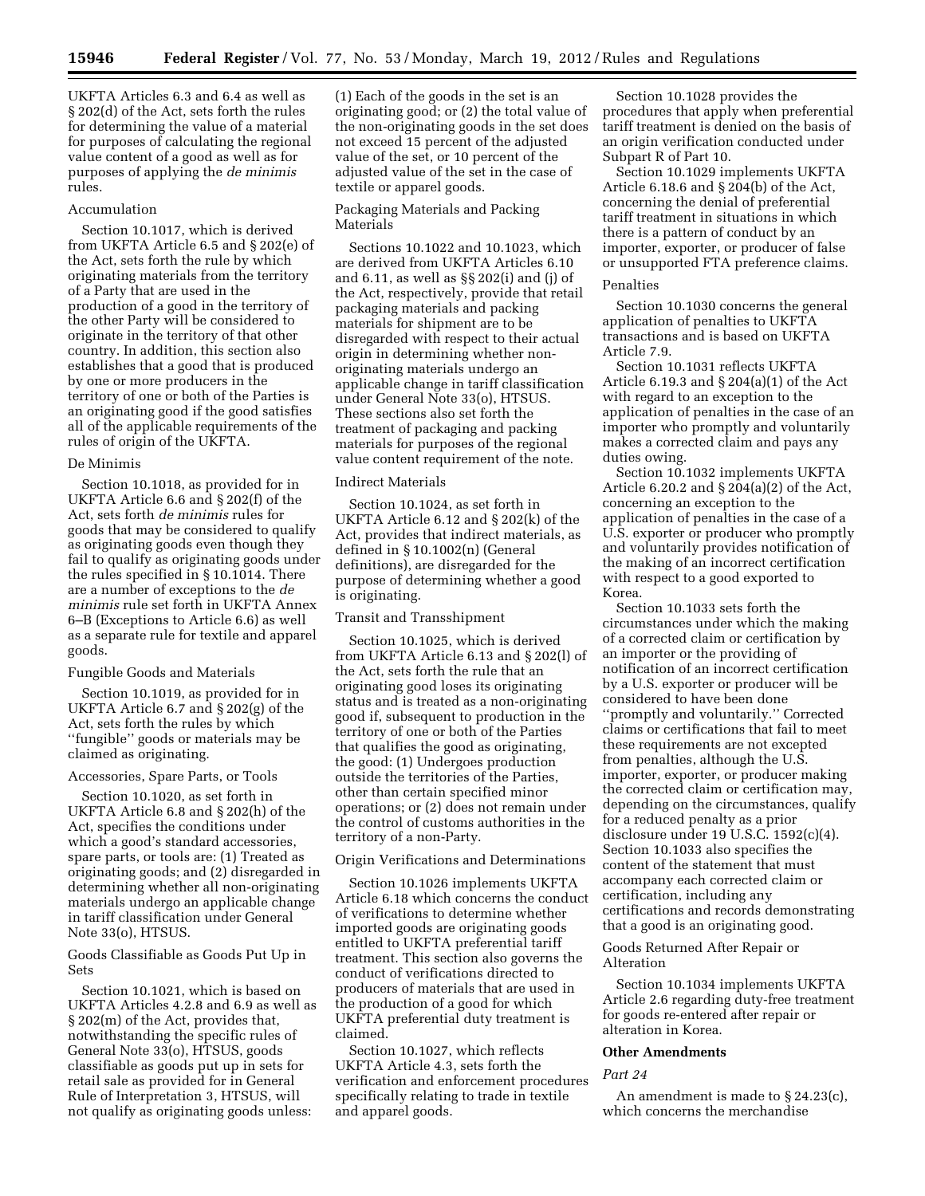UKFTA Articles 6.3 and 6.4 as well as § 202(d) of the Act, sets forth the rules for determining the value of a material for purposes of calculating the regional value content of a good as well as for purposes of applying the *de minimis* rules.

Accumulation

Section 10.1017, which is derived from UKFTA Article 6.5 and § 202(e) of the Act, sets forth the rule by which originating materials from the territory of a Party that are used in the production of a good in the territory of the other Party will be considered to originate in the territory of that other country. In addition, this section also establishes that a good that is produced by one or more producers in the territory of one or both of the Parties is an originating good if the good satisfies all of the applicable requirements of the rules of origin of the UKFTA.

De Minimis

Section 10.1018, as provided for in UKFTA Article 6.6 and § 202(f) of the Act, sets forth *de minimis* rules for goods that may be considered to qualify as originating goods even though they fail to qualify as originating goods under the rules specified in § 10.1014. There are a number of exceptions to the *de minimis* rule set forth in UKFTA Annex 6–B (Exceptions to Article 6.6) as well as a separate rule for textile and apparel goods.

Fungible Goods and Materials

Section 10.1019, as provided for in UKFTA Article 6.7 and § 202(g) of the Act, sets forth the rules by which "fungible" goods or materials may be claimed as originating.

Accessories, Spare Parts, or Tools

Section 10.1020, as set forth in UKFTA Article 6.8 and § 202(h) of the Act, specifies the conditions under which a good's standard accessories, spare parts, or tools are: (1) Treated as originating goods; and (2) disregarded in determining whether all non-originating materials undergo an applicable change in tariff classification under General Note 33(o), HTSUS.

Goods Classifiable as Goods Put Up in Sets

Section 10.1021, which is based on UKFTA Articles 4.2.8 and 6.9 as well as § 202(m) of the Act, provides that, notwithstanding the specific rules of General Note 33(o), HTSUS, goods classifiable as goods put up in sets for retail sale as provided for in General Rule of Interpretation 3, HTSUS, will not qualify as originating goods unless: (1) Each of the goods in the set is an originating good; or (2) the total value of the non-originating goods in the set does not exceed 15 percent of the adjusted value of the set, or 10 percent of the adjusted value of the set in the case of textile or apparel goods.

Packaging Materials and Packing Materials

Sections 10.1022 and 10.1023, which are derived from UKFTA Articles 6.10 and 6.11, as well as §§ 202(i) and (j) of the Act, respectively, provide that retail packaging materials and packing materials for shipment are to be disregarded with respect to their actual origin in determining whether non-originating materials undergo an applicable change in tariff classification under General Note 33(o), HTSUS. These sections also set forth the treatment of packaging and packing materials for purposes of the regional value content requirement of the note.

Indirect Materials

Section 10.1024, as set forth in UKFTA Article 6.12 and § 202(k) of the Act, provides that indirect materials, as defined in § 10.1002(n) (General definitions), are disregarded for the purpose of determining whether a good is originating.

Transit and Transshipment

Section 10.1025, which is derived from UKFTA Article 6.13 and § 202(l) of the Act, sets forth the rule that an originating good loses its originating status and is treated as a non-originating good if, subsequent to production in the territory of one or both of the Parties that qualifies the good as originating, the good: (1) Undergoes production outside the territories of the Parties, other than certain specified minor operations; or (2) does not remain under the control of customs authorities in the territory of a non-Party.

Origin Verifications and Determinations

Section 10.1026 implements UKFTA Article 6.18 which concerns the conduct of verifications to determine whether imported goods are originating goods entitled to UKFTA preferential tariff treatment. This section also governs the conduct of verifications directed to producers of materials that are used in the production of a good for which UKFTA preferential duty treatment is claimed.

Section 10.1027, which reflects UKFTA Article 4.3, sets forth the verification and enforcement procedures specifically relating to trade in textile and apparel goods.

Section 10.1028 provides the procedures that apply when preferential tariff treatment is denied on the basis of an origin verification conducted under Subpart R of Part 10.

Section 10.1029 implements UKFTA Article 6.18.6 and § 204(b) of the Act, concerning the denial of preferential tariff treatment in situations in which there is a pattern of conduct by an importer, exporter, or producer of false or unsupported FTA preference claims.

Penalties

Section 10.1030 concerns the general application of penalties to UKFTA transactions and is based on UKFTA Article 7.9.

Section 10.1031 reflects UKFTA Article 6.19.3 and § 204(a)(1) of the Act with regard to an exception to the application of penalties in the case of an importer who promptly and voluntarily makes a corrected claim and pays any duties owing.

Section 10.1032 implements UKFTA Article 6.20.2 and § 204(a)(2) of the Act, concerning an exception to the application of penalties in the case of a U.S. exporter or producer who promptly and voluntarily provides notification of the making of an incorrect certification with respect to a good exported to Korea.

Section 10.1033 sets forth the circumstances under which the making of a corrected claim or certification by an importer or the providing of notification of an incorrect certification by a U.S. exporter or producer will be considered to have been done "promptly and voluntarily." Corrected claims or certifications that fail to meet these requirements are not excepted from penalties, although the U.S. importer, exporter, or producer making the corrected claim or certification may, depending on the circumstances, qualify for a reduced penalty as a prior disclosure under 19 U.S.C. 1592(c)(4). Section 10.1033 also specifies the content of the statement that must accompany each corrected claim or certification, including any certifications and records demonstrating that a good is an originating good.

Goods Returned After Repair or Alteration

Section 10.1034 implements UKFTA Article 2.6 regarding duty-free treatment for goods re-entered after repair or alteration in Korea.

**Other Amendments**

*Part 24*

An amendment is made to § 24.23(c), which concerns the merchandise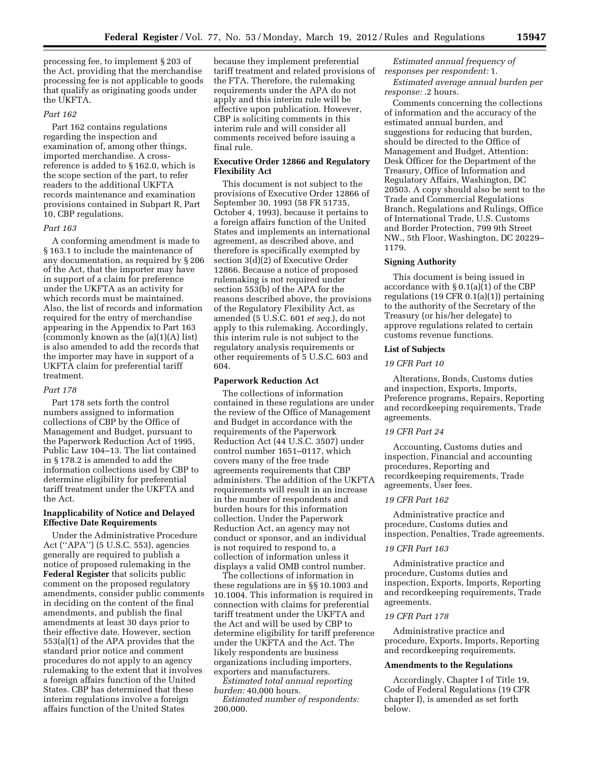processing fee, to implement § 203 of the Act, providing that the merchandise processing fee is not applicable to goods that qualify as originating goods under the UKFTA.

*Part 162*

Part 162 contains regulations regarding the inspection and examination of, among other things, imported merchandise. A cross-reference is added to § 162.0, which is the scope section of the part, to refer readers to the additional UKFTA records maintenance and examination provisions contained in Subpart R, Part 10, CBP regulations.

*Part 163*

A conforming amendment is made to § 163.1 to include the maintenance of any documentation, as required by § 206 of the Act, that the importer may have in support of a claim for preference under the UKFTA as an activity for which records must be maintained. Also, the list of records and information required for the entry of merchandise appearing in the Appendix to Part 163 (commonly known as the (a)(1)(A) list) is also amended to add the records that the importer may have in support of a UKFTA claim for preferential tariff treatment.

*Part 178*

Part 178 sets forth the control numbers assigned to information collections of CBP by the Office of Management and Budget, pursuant to the Paperwork Reduction Act of 1995, Public Law 104–13. The list contained in § 178.2 is amended to add the information collections used by CBP to determine eligibility for preferential tariff treatment under the UKFTA and the Act.

**Inapplicability of Notice and Delayed Effective Date Requirements**

Under the Administrative Procedure Act (''APA'') (5 U.S.C. 553), agencies generally are required to publish a notice of proposed rulemaking in the **Federal Register** that solicits public comment on the proposed regulatory amendments, consider public comments in deciding on the content of the final amendments, and publish the final amendments at least 30 days prior to their effective date. However, section 553(a)(1) of the APA provides that the standard prior notice and comment procedures do not apply to an agency rulemaking to the extent that it involves a foreign affairs function of the United States. CBP has determined that these interim regulations involve a foreign affairs function of the United States because they implement preferential tariff treatment and related provisions of the FTA. Therefore, the rulemaking requirements under the APA do not apply and this interim rule will be effective upon publication. However, CBP is soliciting comments in this interim rule and will consider all comments received before issuing a final rule.

**Executive Order 12866 and Regulatory Flexibility Act**

This document is not subject to the provisions of Executive Order 12866 of September 30, 1993 (58 FR 51735, October 4, 1993), because it pertains to a foreign affairs function of the United States and implements an international agreement, as described above, and therefore is specifically exempted by section 3(d)(2) of Executive Order 12866. Because a notice of proposed rulemaking is not required under section 553(b) of the APA for the reasons described above, the provisions of the Regulatory Flexibility Act, as amended (5 U.S.C. 601 *et seq.*), do not apply to this rulemaking. Accordingly, this interim rule is not subject to the regulatory analysis requirements or other requirements of 5 U.S.C. 603 and 604.

**Paperwork Reduction Act**

The collections of information contained in these regulations are under the review of the Office of Management and Budget in accordance with the requirements of the Paperwork Reduction Act (44 U.S.C. 3507) under control number 1651–0117, which covers many of the free trade agreements requirements that CBP administers. The addition of the UKFTA requirements will result in an increase in the number of respondents and burden hours for this information collection. Under the Paperwork Reduction Act, an agency may not conduct or sponsor, and an individual is not required to respond to, a collection of information unless it displays a valid OMB control number.

The collections of information in these regulations are in §§ 10.1003 and 10.1004. This information is required in connection with claims for preferential tariff treatment under the UKFTA and the Act and will be used by CBP to determine eligibility for tariff preference under the UKFTA and the Act. The likely respondents are business organizations including importers, exporters and manufacturers.

*Estimated total annual reporting burden:* 40,000 hours.

*Estimated number of respondents:* 200,000.

*Estimated annual frequency of responses per respondent:* 1.

*Estimated average annual burden per response:* .2 hours.

Comments concerning the collections of information and the accuracy of the estimated annual burden, and suggestions for reducing that burden, should be directed to the Office of Management and Budget, Attention: Desk Officer for the Department of the Treasury, Office of Information and Regulatory Affairs, Washington, DC 20503. A copy should also be sent to the Trade and Commercial Regulations Branch, Regulations and Rulings, Office of International Trade, U.S. Customs and Border Protection, 799 9th Street NW., 5th Floor, Washington, DC 20229–1179.

**Signing Authority**

This document is being issued in accordance with § 0.1(a)(1) of the CBP regulations (19 CFR 0.1(a)(1)) pertaining to the authority of the Secretary of the Treasury (or his/her delegate) to approve regulations related to certain customs revenue functions.

**List of Subjects**

*19 CFR Part 10*

Alterations, Bonds, Customs duties and inspection, Exports, Imports, Preference programs, Repairs, Reporting and recordkeeping requirements, Trade agreements.

*19 CFR Part 24*

Accounting, Customs duties and inspection, Financial and accounting procedures, Reporting and recordkeeping requirements, Trade agreements, User fees.

*19 CFR Part 162*

Administrative practice and procedure, Customs duties and inspection, Penalties, Trade agreements.

*19 CFR Part 163*

Administrative practice and procedure, Customs duties and inspection, Exports, Imports, Reporting and recordkeeping requirements, Trade agreements.

*19 CFR Part 178*

Administrative practice and procedure, Exports, Imports, Reporting and recordkeeping requirements.

**Amendments to the Regulations**

Accordingly, Chapter I of Title 19, Code of Federal Regulations (19 CFR chapter I), is amended as set forth below.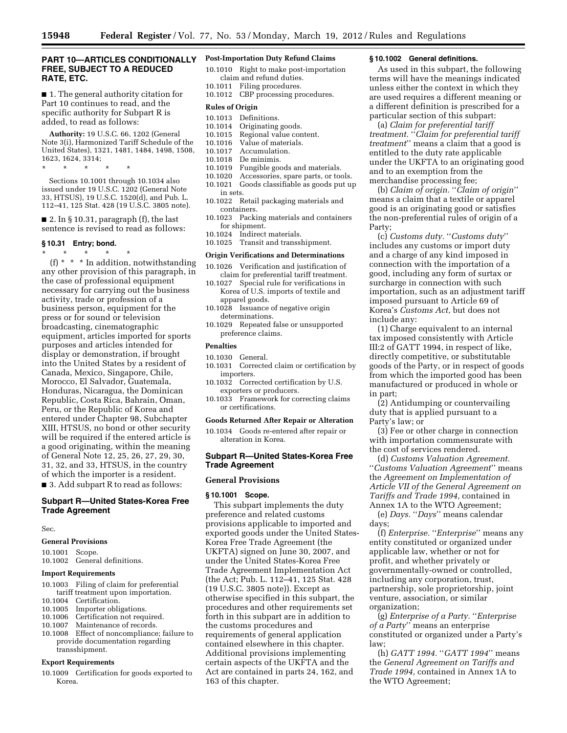## PART 10—ARTICLES CONDITIONALLY FREE, SUBJECT TO A REDUCED RATE, ETC.

■ 1. The general authority citation for Part 10 continues to read, and the specific authority for Subpart R is added, to read as follows:

**Authority:** 19 U.S.C. 66, 1202 (General Note 3(i), Harmonized Tariff Schedule of the United States), 1321, 1481, 1484, 1498, 1508, 1623, 1624, 3314;

\* \* \* \* \*

Sections 10.1001 through 10.1034 also issued under 19 U.S.C. 1202 (General Note 33, HTSUS), 19 U.S.C. 1520(d), and Pub. L. 112–41, 125 Stat. 428 (19 U.S.C. 3805 note).

■ 2. In § 10.31, paragraph (f), the last sentence is revised to read as follows:

### § 10.31 Entry; bond.

\* \* \* \* \*

(f) \* \* \* In addition, notwithstanding any other provision of this paragraph, in the case of professional equipment necessary for carrying out the business activity, trade or profession of a business person, equipment for the press or for sound or television broadcasting, cinematographic equipment, articles imported for sports purposes and articles intended for display or demonstration, if brought into the United States by a resident of Canada, Mexico, Singapore, Chile, Morocco, El Salvador, Guatemala, Honduras, Nicaragua, the Dominican Republic, Costa Rica, Bahrain, Oman, Peru, or the Republic of Korea and entered under Chapter 98, Subchapter XIII, HTSUS, no bond or other security will be required if the entered article is a good originating, within the meaning of General Note 12, 25, 26, 27, 29, 30, 31, 32, and 33, HTSUS, in the country of which the importer is a resident.

■ 3. Add subpart R to read as follows:

## Subpart R—United States-Korea Free Trade Agreement

Sec.

**General Provisions**

10.1001 Scope.
10.1002 General definitions.

**Import Requirements**

10.1003 Filing of claim for preferential tariff treatment upon importation.
10.1004 Certification.
10.1005 Importer obligations.
10.1006 Certification not required.
10.1007 Maintenance of records.
10.1008 Effect of noncompliance; failure to provide documentation regarding transshipment.

**Export Requirements**

10.1009 Certification for goods exported to Korea.

**Post-Importation Duty Refund Claims**

10.1010 Right to make post-importation claim and refund duties.
10.1011 Filing procedures.
10.1012 CBP processing procedures.

**Rules of Origin**

10.1013 Definitions.
10.1014 Originating goods.
10.1015 Regional value content.
10.1016 Value of materials.
10.1017 Accumulation.
10.1018 De minimis.
10.1019 Fungible goods and materials.
10.1020 Accessories, spare parts, or tools.
10.1021 Goods classifiable as goods put up in sets.
10.1022 Retail packaging materials and containers.
10.1023 Packing materials and containers for shipment.
10.1024 Indirect materials.
10.1025 Transit and transshipment.

**Origin Verifications and Determinations**

10.1026 Verification and justification of claim for preferential tariff treatment.
10.1027 Special rule for verifications in Korea of U.S. imports of textile and apparel goods.
10.1028 Issuance of negative origin determinations.
10.1029 Repeated false or unsupported preference claims.

**Penalties**

10.1030 General.
10.1031 Corrected claim or certification by importers.
10.1032 Corrected certification by U.S. exporters or producers.
10.1033 Framework for correcting claims or certifications.

**Goods Returned After Repair or Alteration**

10.1034 Goods re-entered after repair or alteration in Korea.

## Subpart R—United States-Korea Free Trade Agreement

### General Provisions

### § 10.1001 Scope.

This subpart implements the duty preference and related customs provisions applicable to imported and exported goods under the United States-Korea Free Trade Agreement (the UKFTA) signed on June 30, 2007, and under the United States-Korea Free Trade Agreement Implementation Act (the Act; Pub. L. 112–41, 125 Stat. 428 (19 U.S.C. 3805 note)). Except as otherwise specified in this subpart, the procedures and other requirements set forth in this subpart are in addition to the customs procedures and requirements of general application contained elsewhere in this chapter. Additional provisions implementing certain aspects of the UKFTA and the Act are contained in parts 24, 162, and 163 of this chapter.

### § 10.1002 General definitions.

As used in this subpart, the following terms will have the meanings indicated unless either the context in which they are used requires a different meaning or a different definition is prescribed for a particular section of this subpart:

(a) *Claim for preferential tariff treatment.* ''*Claim for preferential tariff treatment*'' means a claim that a good is entitled to the duty rate applicable under the UKFTA to an originating good and to an exemption from the merchandise processing fee;

(b) *Claim of origin.* ''*Claim of origin*'' means a claim that a textile or apparel good is an originating good or satisfies the non-preferential rules of origin of a Party;

(c) *Customs duty.* ''*Customs duty*'' includes any customs or import duty and a charge of any kind imposed in connection with the importation of a good, including any form of surtax or surcharge in connection with such importation, such as an adjustment tariff imposed pursuant to Article 69 of Korea's *Customs Act,* but does not include any:

(1) Charge equivalent to an internal tax imposed consistently with Article III:2 of GATT 1994, in respect of like, directly competitive, or substitutable goods of the Party, or in respect of goods from which the imported good has been manufactured or produced in whole or in part;

(2) Antidumping or countervailing duty that is applied pursuant to a Party's law; or

(3) Fee or other charge in connection with importation commensurate with the cost of services rendered.

(d) *Customs Valuation Agreement.* ''*Customs Valuation Agreement*'' means the *Agreement on Implementation of Article VII of the General Agreement on Tariffs and Trade 1994,* contained in Annex 1A to the WTO Agreement;

(e) *Days.* ''*Days*'' means calendar days;

(f) *Enterprise.* ''*Enterprise*'' means any entity constituted or organized under applicable law, whether or not for profit, and whether privately or governmentally-owned or controlled, including any corporation, trust, partnership, sole proprietorship, joint venture, association, or similar organization;

(g) *Enterprise of a Party.* ''*Enterprise of a Party*'' means an enterprise constituted or organized under a Party's law;

(h) *GATT 1994.* ''*GATT 1994*'' means the *General Agreement on Tariffs and Trade 1994,* contained in Annex 1A to the WTO Agreement;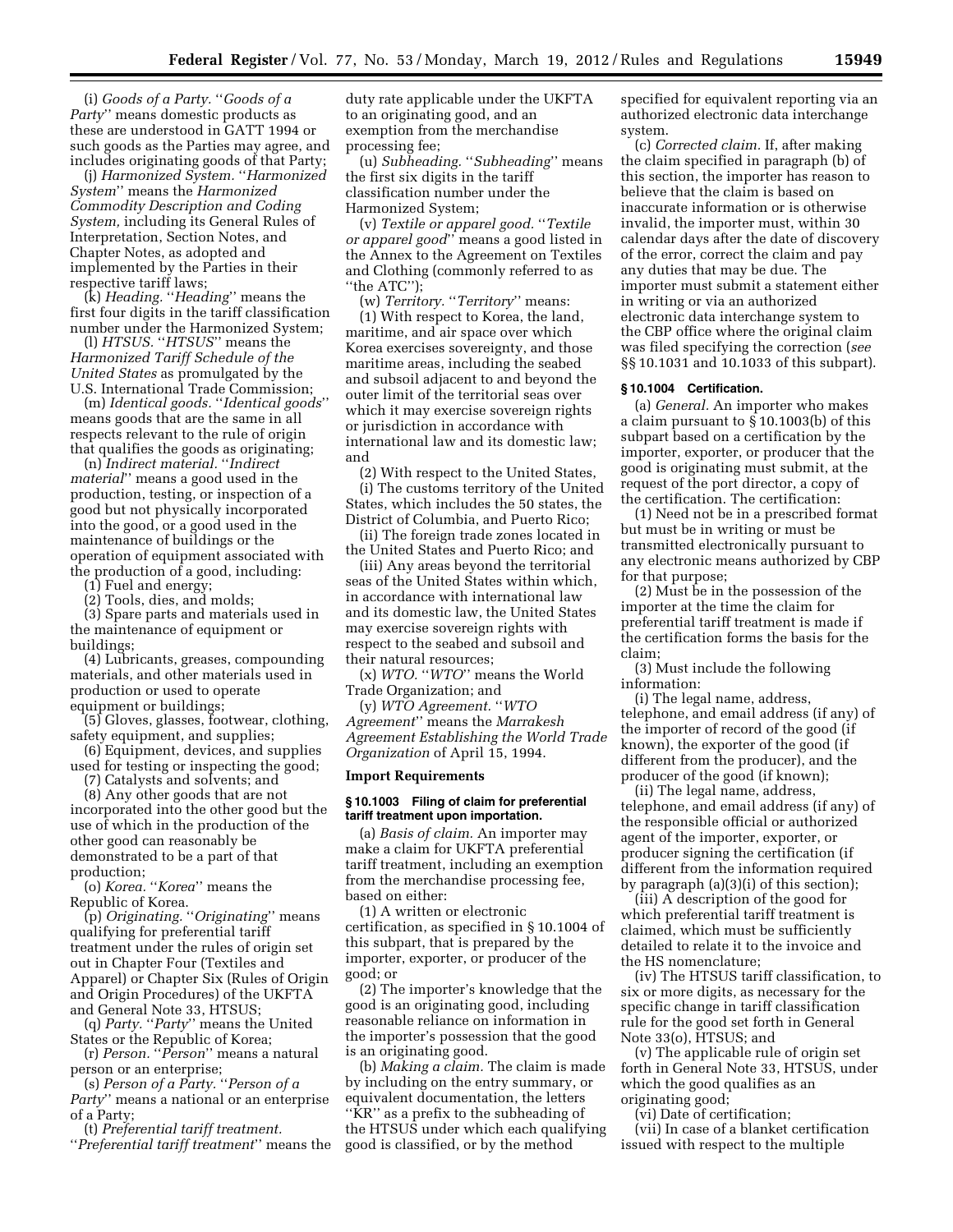(i) *Goods of a Party.* ''*Goods of a Party*'' means domestic products as these are understood in GATT 1994 or such goods as the Parties may agree, and includes originating goods of that Party;

(j) *Harmonized System.* ''*Harmonized System*'' means the *Harmonized Commodity Description and Coding System,* including its General Rules of Interpretation, Section Notes, and Chapter Notes, as adopted and implemented by the Parties in their respective tariff laws;

(k) *Heading.* ''*Heading*'' means the first four digits in the tariff classification number under the Harmonized System;

(l) *HTSUS.* ''*HTSUS*'' means the *Harmonized Tariff Schedule of the United States* as promulgated by the U.S. International Trade Commission;

(m) *Identical goods.* ''*Identical goods*'' means goods that are the same in all respects relevant to the rule of origin that qualifies the goods as originating;

(n) *Indirect material.* ''*Indirect material*'' means a good used in the production, testing, or inspection of a good but not physically incorporated into the good, or a good used in the maintenance of buildings or the operation of equipment associated with the production of a good, including:

(1) Fuel and energy;

(2) Tools, dies, and molds;

(3) Spare parts and materials used in the maintenance of equipment or buildings;

(4) Lubricants, greases, compounding materials, and other materials used in production or used to operate equipment or buildings;

(5) Gloves, glasses, footwear, clothing, safety equipment, and supplies;

(6) Equipment, devices, and supplies used for testing or inspecting the good;

(7) Catalysts and solvents; and

(8) Any other goods that are not incorporated into the other good but the use of which in the production of the other good can reasonably be demonstrated to be a part of that production;

(o) *Korea.* ''*Korea*'' means the Republic of Korea.

(p) *Originating.* ''*Originating*'' means qualifying for preferential tariff treatment under the rules of origin set out in Chapter Four (Textiles and Apparel) or Chapter Six (Rules of Origin and Origin Procedures) of the UKFTA and General Note 33, HTSUS;

(q) *Party.* ''*Party*'' means the United States or the Republic of Korea;

(r) *Person.* ''*Person*'' means a natural person or an enterprise;

(s) *Person of a Party.* ''*Person of a Party*'' means a national or an enterprise of a Party;

(t) *Preferential tariff treatment.* ''*Preferential tariff treatment*'' means the duty rate applicable under the UKFTA to an originating good, and an exemption from the merchandise processing fee;

(u) *Subheading.* ''*Subheading*'' means the first six digits in the tariff classification number under the Harmonized System;

(v) *Textile or apparel good.* ''*Textile or apparel good*'' means a good listed in the Annex to the Agreement on Textiles and Clothing (commonly referred to as ''the ATC'');

(w) *Territory.* ''*Territory*'' means:

(1) With respect to Korea, the land, maritime, and air space over which Korea exercises sovereignty, and those maritime areas, including the seabed and subsoil adjacent to and beyond the outer limit of the territorial seas over which it may exercise sovereign rights or jurisdiction in accordance with international law and its domestic law; and

(2) With respect to the United States,

(i) The customs territory of the United States, which includes the 50 states, the District of Columbia, and Puerto Rico;

(ii) The foreign trade zones located in the United States and Puerto Rico; and

(iii) Any areas beyond the territorial seas of the United States within which, in accordance with international law and its domestic law, the United States may exercise sovereign rights with respect to the seabed and subsoil and their natural resources;

(x) *WTO.* ''*WTO*'' means the World Trade Organization; and

(y) *WTO Agreement.* ''*WTO Agreement*'' means the *Marrakesh Agreement Establishing the World Trade Organization* of April 15, 1994.

## Import Requirements

### § 10.1003 Filing of claim for preferential tariff treatment upon importation.

(a) *Basis of claim.* An importer may make a claim for UKFTA preferential tariff treatment, including an exemption from the merchandise processing fee, based on either:

(1) A written or electronic certification, as specified in § 10.1004 of this subpart, that is prepared by the importer, exporter, or producer of the good; or

(2) The importer's knowledge that the good is an originating good, including reasonable reliance on information in the importer's possession that the good is an originating good.

(b) *Making a claim.* The claim is made by including on the entry summary, or equivalent documentation, the letters ''KR'' as a prefix to the subheading of the HTSUS under which each qualifying good is classified, or by the method specified for equivalent reporting via an authorized electronic data interchange system.

(c) *Corrected claim.* If, after making the claim specified in paragraph (b) of this section, the importer has reason to believe that the claim is based on inaccurate information or is otherwise invalid, the importer must, within 30 calendar days after the date of discovery of the error, correct the claim and pay any duties that may be due. The importer must submit a statement either in writing or via an authorized electronic data interchange system to the CBP office where the original claim was filed specifying the correction (*see* §§ 10.1031 and 10.1033 of this subpart).

### § 10.1004 Certification.

(a) *General.* An importer who makes a claim pursuant to § 10.1003(b) of this subpart based on a certification by the importer, exporter, or producer that the good is originating must submit, at the request of the port director, a copy of the certification. The certification:

(1) Need not be in a prescribed format but must be in writing or must be transmitted electronically pursuant to any electronic means authorized by CBP for that purpose;

(2) Must be in the possession of the importer at the time the claim for preferential tariff treatment is made if the certification forms the basis for the claim;

(3) Must include the following information:

(i) The legal name, address, telephone, and email address (if any) of the importer of record of the good (if known), the exporter of the good (if different from the producer), and the producer of the good (if known);

(ii) The legal name, address, telephone, and email address (if any) of the responsible official or authorized agent of the importer, exporter, or producer signing the certification (if different from the information required by paragraph (a)(3)(i) of this section);

(iii) A description of the good for which preferential tariff treatment is claimed, which must be sufficiently detailed to relate it to the invoice and the HS nomenclature;

(iv) The HTSUS tariff classification, to six or more digits, as necessary for the specific change in tariff classification rule for the good set forth in General Note 33(o), HTSUS; and

(v) The applicable rule of origin set forth in General Note 33, HTSUS, under which the good qualifies as an originating good;

(vi) Date of certification;

(vii) In case of a blanket certification issued with respect to the multiple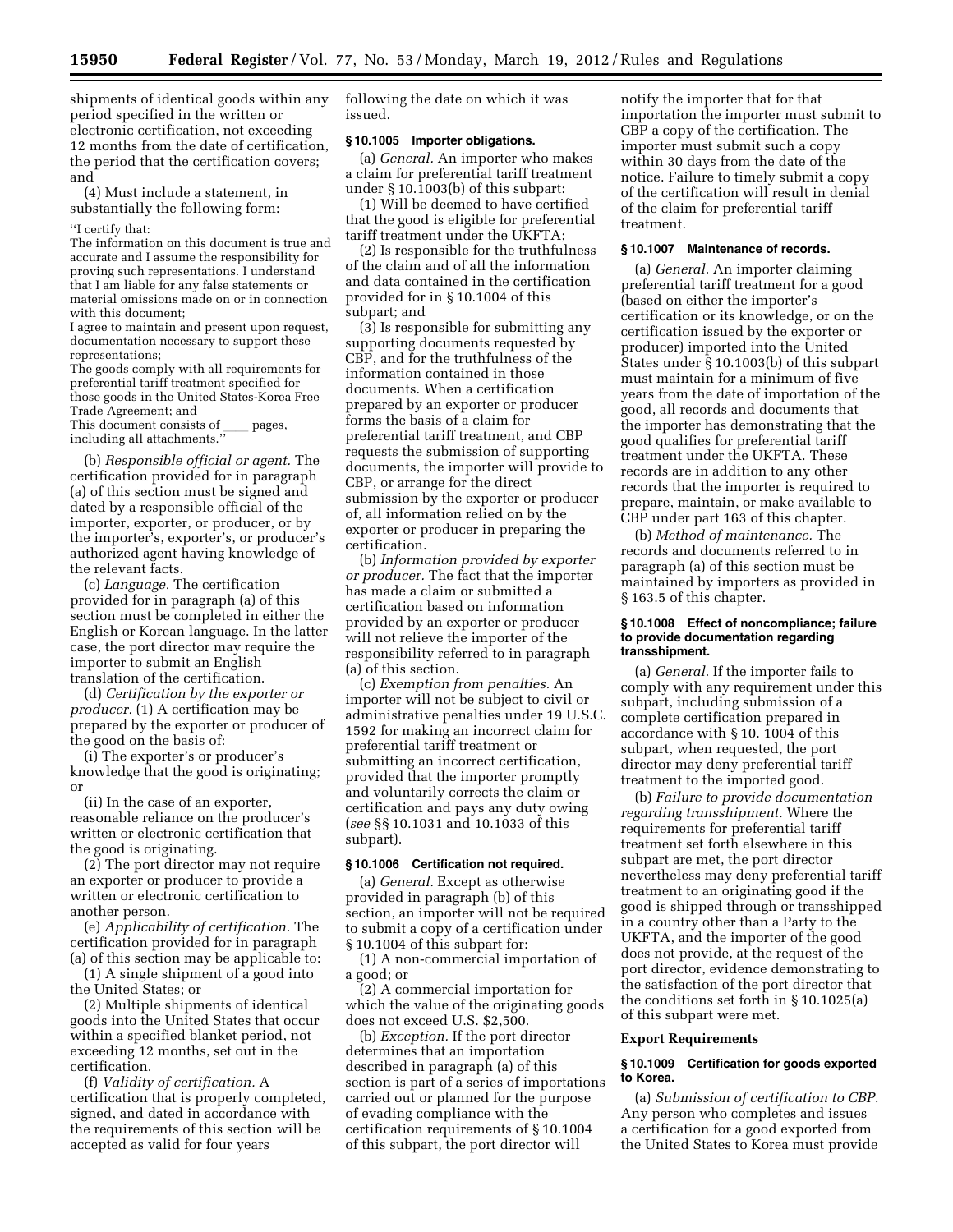shipments of identical goods within any period specified in the written or electronic certification, not exceeding 12 months from the date of certification, the period that the certification covers; and

(4) Must include a statement, in substantially the following form:

"I certify that:
The information on this document is true and accurate and I assume the responsibility for proving such representations. I understand that I am liable for any false statements or material omissions made on or in connection with this document;
I agree to maintain and present upon request, documentation necessary to support these representations;
The goods comply with all requirements for preferential tariff treatment specified for those goods in the United States-Korea Free Trade Agreement; and
This document consists of ____ pages, including all attachments."

(b) *Responsible official or agent.* The certification provided for in paragraph (a) of this section must be signed and dated by a responsible official of the importer, exporter, or producer, or by the importer's, exporter's, or producer's authorized agent having knowledge of the relevant facts.

(c) *Language.* The certification provided for in paragraph (a) of this section must be completed in either the English or Korean language. In the latter case, the port director may require the importer to submit an English translation of the certification.

(d) *Certification by the exporter or producer.* (1) A certification may be prepared by the exporter or producer of the good on the basis of:

(i) The exporter's or producer's knowledge that the good is originating; or

(ii) In the case of an exporter, reasonable reliance on the producer's written or electronic certification that the good is originating.

(2) The port director may not require an exporter or producer to provide a written or electronic certification to another person.

(e) *Applicability of certification.* The certification provided for in paragraph (a) of this section may be applicable to:

(1) A single shipment of a good into the United States; or

(2) Multiple shipments of identical goods into the United States that occur within a specified blanket period, not exceeding 12 months, set out in the certification.

(f) *Validity of certification.* A certification that is properly completed, signed, and dated in accordance with the requirements of this section will be accepted as valid for four years following the date on which it was issued.

**§ 10.1005 Importer obligations.**

(a) *General.* An importer who makes a claim for preferential tariff treatment under § 10.1003(b) of this subpart:

(1) Will be deemed to have certified that the good is eligible for preferential tariff treatment under the UKFTA;

(2) Is responsible for the truthfulness of the claim and of all the information and data contained in the certification provided for in § 10.1004 of this subpart; and

(3) Is responsible for submitting any supporting documents requested by CBP, and for the truthfulness of the information contained in those documents. When a certification prepared by an exporter or producer forms the basis of a claim for preferential tariff treatment, and CBP requests the submission of supporting documents, the importer will provide to CBP, or arrange for the direct submission by the exporter or producer of, all information relied on by the exporter or producer in preparing the certification.

(b) *Information provided by exporter or producer.* The fact that the importer has made a claim or submitted a certification based on information provided by an exporter or producer will not relieve the importer of the responsibility referred to in paragraph (a) of this section.

(c) *Exemption from penalties.* An importer will not be subject to civil or administrative penalties under 19 U.S.C. 1592 for making an incorrect claim for preferential tariff treatment or submitting an incorrect certification, provided that the importer promptly and voluntarily corrects the claim or certification and pays any duty owing (*see* §§ 10.1031 and 10.1033 of this subpart).

**§ 10.1006 Certification not required.**

(a) *General.* Except as otherwise provided in paragraph (b) of this section, an importer will not be required to submit a copy of a certification under § 10.1004 of this subpart for:

(1) A non-commercial importation of a good; or

(2) A commercial importation for which the value of the originating goods does not exceed U.S. $2,500.

(b) *Exception.* If the port director determines that an importation described in paragraph (a) of this section is part of a series of importations carried out or planned for the purpose of evading compliance with the certification requirements of § 10.1004 of this subpart, the port director will notify the importer that for that importation the importer must submit to CBP a copy of the certification. The importer must submit such a copy within 30 days from the date of the notice. Failure to timely submit a copy of the certification will result in denial of the claim for preferential tariff treatment.

**§ 10.1007 Maintenance of records.**

(a) *General.* An importer claiming preferential tariff treatment for a good (based on either the importer's certification or its knowledge, or on the certification issued by the exporter or producer) imported into the United States under § 10.1003(b) of this subpart must maintain for a minimum of five years from the date of importation of the good, all records and documents that the importer has demonstrating that the good qualifies for preferential tariff treatment under the UKFTA. These records are in addition to any other records that the importer is required to prepare, maintain, or make available to CBP under part 163 of this chapter.

(b) *Method of maintenance.* The records and documents referred to in paragraph (a) of this section must be maintained by importers as provided in § 163.5 of this chapter.

**§ 10.1008 Effect of noncompliance; failure to provide documentation regarding transshipment.**

(a) *General.* If the importer fails to comply with any requirement under this subpart, including submission of a complete certification prepared in accordance with § 10. 1004 of this subpart, when requested, the port director may deny preferential tariff treatment to the imported good.

(b) *Failure to provide documentation regarding transshipment.* Where the requirements for preferential tariff treatment set forth elsewhere in this subpart are met, the port director nevertheless may deny preferential tariff treatment to an originating good if the good is shipped through or transshipped in a country other than a Party to the UKFTA, and the importer of the good does not provide, at the request of the port director, evidence demonstrating to the satisfaction of the port director that the conditions set forth in § 10.1025(a) of this subpart were met.

**Export Requirements**

**§ 10.1009 Certification for goods exported to Korea.**

(a) *Submission of certification to CBP.* Any person who completes and issues a certification for a good exported from the United States to Korea must provide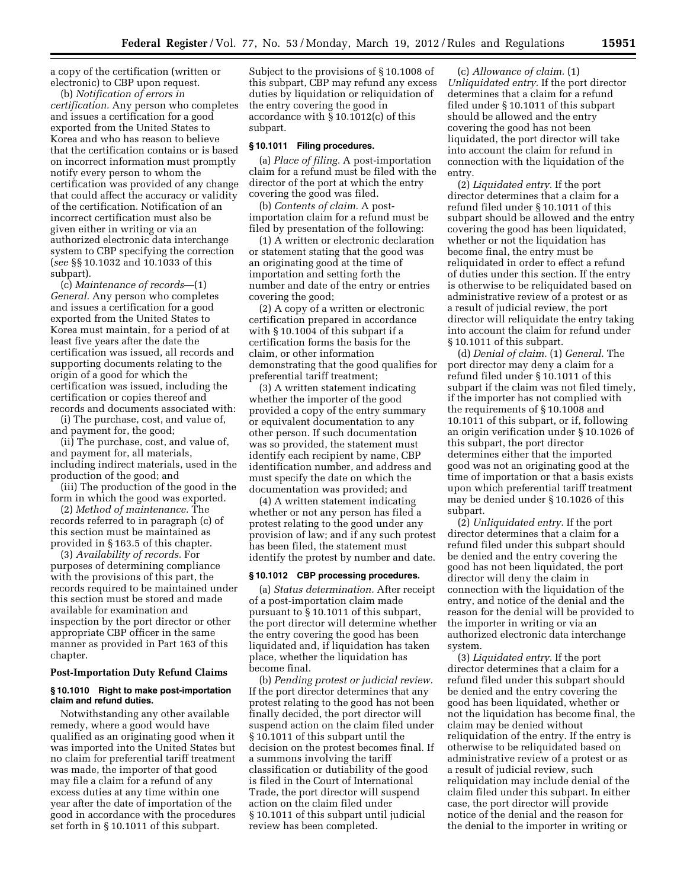a copy of the certification (written or electronic) to CBP upon request.

(b) *Notification of errors in certification.* Any person who completes and issues a certification for a good exported from the United States to Korea and who has reason to believe that the certification contains or is based on incorrect information must promptly notify every person to whom the certification was provided of any change that could affect the accuracy or validity of the certification. Notification of an incorrect certification must also be given either in writing or via an authorized electronic data interchange system to CBP specifying the correction (*see* §§ 10.1032 and 10.1033 of this subpart).

(c) *Maintenance of records*—(1) *General.* Any person who completes and issues a certification for a good exported from the United States to Korea must maintain, for a period of at least five years after the date the certification was issued, all records and supporting documents relating to the origin of a good for which the certification was issued, including the certification or copies thereof and records and documents associated with:

(i) The purchase, cost, and value of, and payment for, the good;

(ii) The purchase, cost, and value of, and payment for, all materials, including indirect materials, used in the production of the good; and

(iii) The production of the good in the form in which the good was exported.

(2) *Method of maintenance.* The records referred to in paragraph (c) of this section must be maintained as provided in § 163.5 of this chapter.

(3) *Availability of records.* For purposes of determining compliance with the provisions of this part, the records required to be maintained under this section must be stored and made available for examination and inspection by the port director or other appropriate CBP officer in the same manner as provided in Part 163 of this chapter.

## Post-Importation Duty Refund Claims

### § 10.1010 Right to make post-importation claim and refund duties.

Notwithstanding any other available remedy, where a good would have qualified as an originating good when it was imported into the United States but no claim for preferential tariff treatment was made, the importer of that good may file a claim for a refund of any excess duties at any time within one year after the date of importation of the good in accordance with the procedures set forth in § 10.1011 of this subpart. Subject to the provisions of § 10.1008 of this subpart, CBP may refund any excess duties by liquidation or reliquidation of the entry covering the good in accordance with § 10.1012(c) of this subpart.

### § 10.1011 Filing procedures.

(a) *Place of filing.* A post-importation claim for a refund must be filed with the director of the port at which the entry covering the good was filed.

(b) *Contents of claim.* A post-importation claim for a refund must be filed by presentation of the following:

(1) A written or electronic declaration or statement stating that the good was an originating good at the time of importation and setting forth the number and date of the entry or entries covering the good;

(2) A copy of a written or electronic certification prepared in accordance with § 10.1004 of this subpart if a certification forms the basis for the claim, or other information demonstrating that the good qualifies for preferential tariff treatment;

(3) A written statement indicating whether the importer of the good provided a copy of the entry summary or equivalent documentation to any other person. If such documentation was so provided, the statement must identify each recipient by name, CBP identification number, and address and must specify the date on which the documentation was provided; and

(4) A written statement indicating whether or not any person has filed a protest relating to the good under any provision of law; and if any such protest has been filed, the statement must identify the protest by number and date.

### § 10.1012 CBP processing procedures.

(a) *Status determination.* After receipt of a post-importation claim made pursuant to § 10.1011 of this subpart, the port director will determine whether the entry covering the good has been liquidated and, if liquidation has taken place, whether the liquidation has become final.

(b) *Pending protest or judicial review.* If the port director determines that any protest relating to the good has not been finally decided, the port director will suspend action on the claim filed under § 10.1011 of this subpart until the decision on the protest becomes final. If a summons involving the tariff classification or dutiability of the good is filed in the Court of International Trade, the port director will suspend action on the claim filed under § 10.1011 of this subpart until judicial review has been completed.

(c) *Allowance of claim.* (1) *Unliquidated entry.* If the port director determines that a claim for a refund filed under § 10.1011 of this subpart should be allowed and the entry covering the good has not been liquidated, the port director will take into account the claim for refund in connection with the liquidation of the entry.

(2) *Liquidated entry.* If the port director determines that a claim for a refund filed under § 10.1011 of this subpart should be allowed and the entry covering the good has been liquidated, whether or not the liquidation has become final, the entry must be reliquidated in order to effect a refund of duties under this section. If the entry is otherwise to be reliquidated based on administrative review of a protest or as a result of judicial review, the port director will reliquidate the entry taking into account the claim for refund under § 10.1011 of this subpart.

(d) *Denial of claim.* (1) *General.* The port director may deny a claim for a refund filed under § 10.1011 of this subpart if the claim was not filed timely, if the importer has not complied with the requirements of § 10.1008 and 10.1011 of this subpart, or if, following an origin verification under § 10.1026 of this subpart, the port director determines either that the imported good was not an originating good at the time of importation or that a basis exists upon which preferential tariff treatment may be denied under § 10.1026 of this subpart.

(2) *Unliquidated entry.* If the port director determines that a claim for a refund filed under this subpart should be denied and the entry covering the good has not been liquidated, the port director will deny the claim in connection with the liquidation of the entry, and notice of the denial and the reason for the denial will be provided to the importer in writing or via an authorized electronic data interchange system.

(3) *Liquidated entry.* If the port director determines that a claim for a refund filed under this subpart should be denied and the entry covering the good has been liquidated, whether or not the liquidation has become final, the claim may be denied without reliquidation of the entry. If the entry is otherwise to be reliquidated based on administrative review of a protest or as a result of judicial review, such reliquidation may include denial of the claim filed under this subpart. In either case, the port director will provide notice of the denial and the reason for the denial to the importer in writing or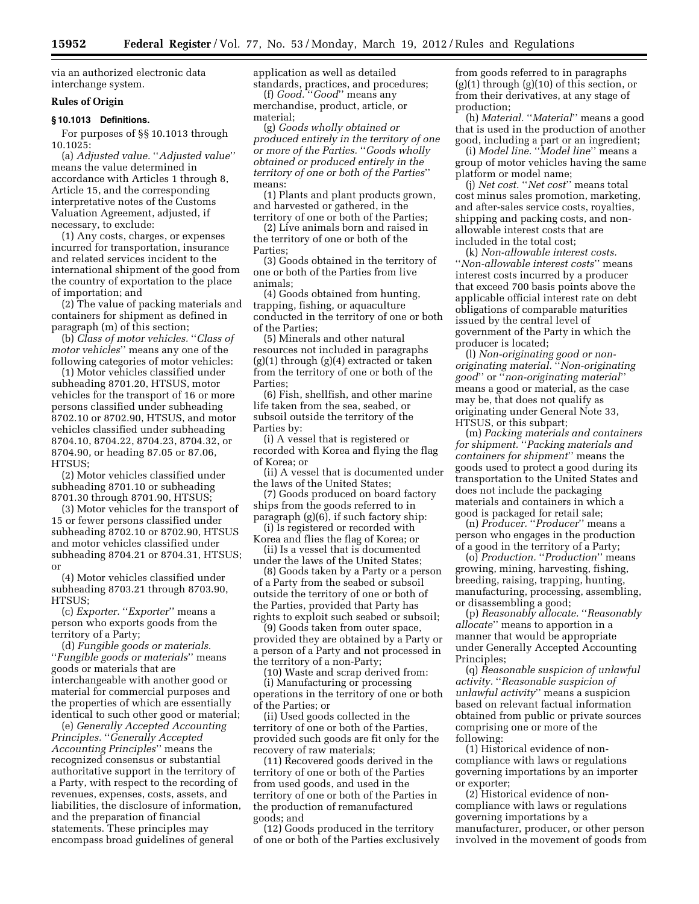via an authorized electronic data interchange system.

**Rules of Origin**

**§ 10.1013 Definitions.**

For purposes of §§ 10.1013 through 10.1025:

(a) *Adjusted value.* ''*Adjusted value*'' means the value determined in accordance with Articles 1 through 8, Article 15, and the corresponding interpretative notes of the Customs Valuation Agreement, adjusted, if necessary, to exclude:

(1) Any costs, charges, or expenses incurred for transportation, insurance and related services incident to the international shipment of the good from the country of exportation to the place of importation; and

(2) The value of packing materials and containers for shipment as defined in paragraph (m) of this section;

(b) *Class of motor vehicles.* ''*Class of motor vehicles*'' means any one of the following categories of motor vehicles:

(1) Motor vehicles classified under subheading 8701.20, HTSUS, motor vehicles for the transport of 16 or more persons classified under subheading 8702.10 or 8702.90, HTSUS, and motor vehicles classified under subheading 8704.10, 8704.22, 8704.23, 8704.32, or 8704.90, or heading 87.05 or 87.06, HTSUS;

(2) Motor vehicles classified under subheading 8701.10 or subheading 8701.30 through 8701.90, HTSUS;

(3) Motor vehicles for the transport of 15 or fewer persons classified under subheading 8702.10 or 8702.90, HTSUS and motor vehicles classified under subheading 8704.21 or 8704.31, HTSUS; or

(4) Motor vehicles classified under subheading 8703.21 through 8703.90, HTSUS;

(c) *Exporter.* ''*Exporter*'' means a person who exports goods from the territory of a Party;

(d) *Fungible goods or materials.* ''*Fungible goods or materials*'' means goods or materials that are interchangeable with another good or material for commercial purposes and the properties of which are essentially identical to such other good or material;

(e) *Generally Accepted Accounting Principles.* ''*Generally Accepted Accounting Principles*'' means the recognized consensus or substantial authoritative support in the territory of a Party, with respect to the recording of revenues, expenses, costs, assets, and liabilities, the disclosure of information, and the preparation of financial statements. These principles may encompass broad guidelines of general application as well as detailed standards, practices, and procedures;

(f) *Good.* ''*Good*'' means any merchandise, product, article, or material;

(g) *Goods wholly obtained or produced entirely in the territory of one or more of the Parties.* ''*Goods wholly obtained or produced entirely in the territory of one or both of the Parties*'' means:

(1) Plants and plant products grown, and harvested or gathered, in the territory of one or both of the Parties;

(2) Live animals born and raised in the territory of one or both of the Parties;

(3) Goods obtained in the territory of one or both of the Parties from live animals;

(4) Goods obtained from hunting, trapping, fishing, or aquaculture conducted in the territory of one or both of the Parties;

(5) Minerals and other natural resources not included in paragraphs (g)(1) through (g)(4) extracted or taken from the territory of one or both of the Parties;

(6) Fish, shellfish, and other marine life taken from the sea, seabed, or subsoil outside the territory of the Parties by:

(i) A vessel that is registered or recorded with Korea and flying the flag of Korea; or

(ii) A vessel that is documented under the laws of the United States;

(7) Goods produced on board factory ships from the goods referred to in paragraph (g)(6), if such factory ship:

(i) Is registered or recorded with Korea and flies the flag of Korea; or

(ii) Is a vessel that is documented under the laws of the United States;

(8) Goods taken by a Party or a person of a Party from the seabed or subsoil outside the territory of one or both of the Parties, provided that Party has rights to exploit such seabed or subsoil;

(9) Goods taken from outer space, provided they are obtained by a Party or a person of a Party and not processed in the territory of a non-Party;

(10) Waste and scrap derived from:

(i) Manufacturing or processing operations in the territory of one or both of the Parties; or

(ii) Used goods collected in the territory of one or both of the Parties, provided such goods are fit only for the recovery of raw materials;

(11) Recovered goods derived in the territory of one or both of the Parties from used goods, and used in the territory of one or both of the Parties in the production of remanufactured goods; and

(12) Goods produced in the territory of one or both of the Parties exclusively from goods referred to in paragraphs (g)(1) through (g)(10) of this section, or from their derivatives, at any stage of production;

(h) *Material.* ''*Material*'' means a good that is used in the production of another good, including a part or an ingredient;

(i) *Model line.* ''*Model line*'' means a group of motor vehicles having the same platform or model name;

(j) *Net cost.* ''*Net cost*'' means total cost minus sales promotion, marketing, and after-sales service costs, royalties, shipping and packing costs, and non-allowable interest costs that are included in the total cost;

(k) *Non-allowable interest costs.* ''*Non-allowable interest costs*'' means interest costs incurred by a producer that exceed 700 basis points above the applicable official interest rate on debt obligations of comparable maturities issued by the central level of government of the Party in which the producer is located;

(l) *Non-originating good or non-originating material.* ''*Non-originating good*'' or ''*non-originating material*'' means a good or material, as the case may be, that does not qualify as originating under General Note 33, HTSUS, or this subpart;

(m) *Packing materials and containers for shipment.* ''*Packing materials and containers for shipment*'' means the goods used to protect a good during its transportation to the United States and does not include the packaging materials and containers in which a good is packaged for retail sale;

(n) *Producer.* ''*Producer*'' means a person who engages in the production of a good in the territory of a Party;

(o) *Production.* ''*Production*'' means growing, mining, harvesting, fishing, breeding, raising, trapping, hunting, manufacturing, processing, assembling, or disassembling a good;

(p) *Reasonably allocate.* ''*Reasonably allocate*'' means to apportion in a manner that would be appropriate under Generally Accepted Accounting Principles;

(q) *Reasonable suspicion of unlawful activity.* ''*Reasonable suspicion of unlawful activity*'' means a suspicion based on relevant factual information obtained from public or private sources comprising one or more of the following:

(1) Historical evidence of non-compliance with laws or regulations governing importations by an importer or exporter;

(2) Historical evidence of non-compliance with laws or regulations governing importations by a manufacturer, producer, or other person involved in the movement of goods from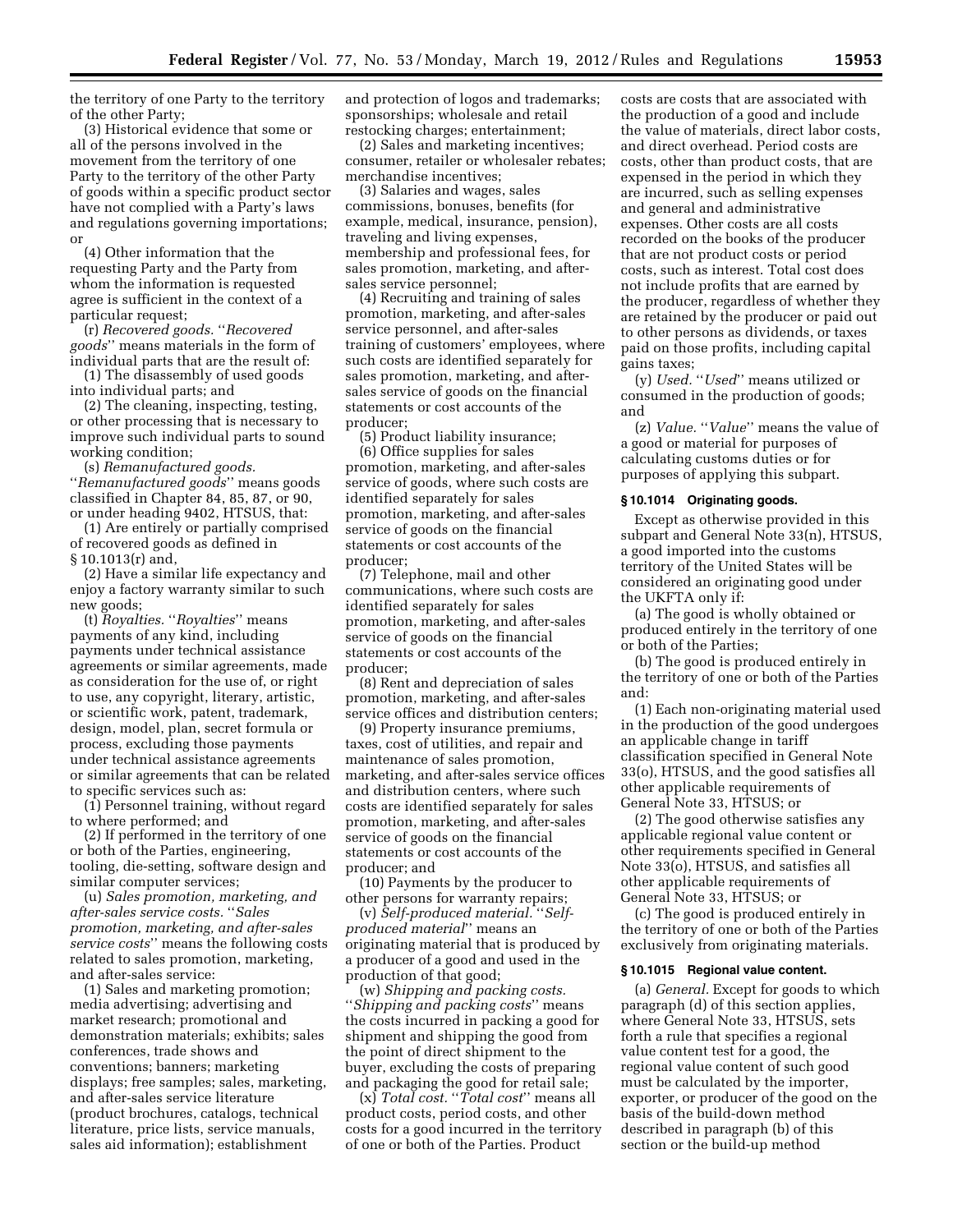the territory of one Party to the territory of the other Party;

(3) Historical evidence that some or all of the persons involved in the movement from the territory of one Party to the territory of the other Party of goods within a specific product sector have not complied with a Party's laws and regulations governing importations; or

(4) Other information that the requesting Party and the Party from whom the information is requested agree is sufficient in the context of a particular request;

(r) *Recovered goods.* ''*Recovered goods*'' means materials in the form of individual parts that are the result of:

(1) The disassembly of used goods into individual parts; and

(2) The cleaning, inspecting, testing, or other processing that is necessary to improve such individual parts to sound working condition;

(s) *Remanufactured goods.* ''*Remanufactured goods*'' means goods classified in Chapter 84, 85, 87, or 90, or under heading 9402, HTSUS, that:

(1) Are entirely or partially comprised of recovered goods as defined in § 10.1013(r) and,

(2) Have a similar life expectancy and enjoy a factory warranty similar to such new goods;

(t) *Royalties.* ''*Royalties*'' means payments of any kind, including payments under technical assistance agreements or similar agreements, made as consideration for the use of, or right to use, any copyright, literary, artistic, or scientific work, patent, trademark, design, model, plan, secret formula or process, excluding those payments under technical assistance agreements or similar agreements that can be related to specific services such as:

(1) Personnel training, without regard to where performed; and

(2) If performed in the territory of one or both of the Parties, engineering, tooling, die-setting, software design and similar computer services;

(u) *Sales promotion, marketing, and after-sales service costs.* ''*Sales promotion, marketing, and after-sales service costs*'' means the following costs related to sales promotion, marketing, and after-sales service:

(1) Sales and marketing promotion; media advertising; advertising and market research; promotional and demonstration materials; exhibits; sales conferences, trade shows and conventions; banners; marketing displays; free samples; sales, marketing, and after-sales service literature (product brochures, catalogs, technical literature, price lists, service manuals, sales aid information); establishment and protection of logos and trademarks; sponsorships; wholesale and retail restocking charges; entertainment;

(2) Sales and marketing incentives; consumer, retailer or wholesaler rebates; merchandise incentives;

(3) Salaries and wages, sales commissions, bonuses, benefits (for example, medical, insurance, pension), traveling and living expenses, membership and professional fees, for sales promotion, marketing, and after-sales service personnel;

(4) Recruiting and training of sales promotion, marketing, and after-sales service personnel, and after-sales training of customers' employees, where such costs are identified separately for sales promotion, marketing, and after-sales service of goods on the financial statements or cost accounts of the producer;

(5) Product liability insurance;

(6) Office supplies for sales promotion, marketing, and after-sales service of goods, where such costs are identified separately for sales promotion, marketing, and after-sales service of goods on the financial statements or cost accounts of the producer;

(7) Telephone, mail and other communications, where such costs are identified separately for sales promotion, marketing, and after-sales service of goods on the financial statements or cost accounts of the producer;

(8) Rent and depreciation of sales promotion, marketing, and after-sales service offices and distribution centers;

(9) Property insurance premiums, taxes, cost of utilities, and repair and maintenance of sales promotion, marketing, and after-sales service offices and distribution centers, where such costs are identified separately for sales promotion, marketing, and after-sales service of goods on the financial statements or cost accounts of the producer; and

(10) Payments by the producer to other persons for warranty repairs;

(v) *Self-produced material.* ''*Self-produced material*'' means an originating material that is produced by a producer of a good and used in the production of that good;

(w) *Shipping and packing costs.* ''*Shipping and packing costs*'' means the costs incurred in packing a good for shipment and shipping the good from the point of direct shipment to the buyer, excluding the costs of preparing and packaging the good for retail sale;

(x) *Total cost.* ''*Total cost*'' means all product costs, period costs, and other costs for a good incurred in the territory of one or both of the Parties. Product costs are costs that are associated with the production of a good and include the value of materials, direct labor costs, and direct overhead. Period costs are costs, other than product costs, that are expensed in the period in which they are incurred, such as selling expenses and general and administrative expenses. Other costs are all costs recorded on the books of the producer that are not product costs or period costs, such as interest. Total cost does not include profits that are earned by the producer, regardless of whether they are retained by the producer or paid out to other persons as dividends, or taxes paid on those profits, including capital gains taxes;

(y) *Used.* ''*Used*'' means utilized or consumed in the production of goods; and

(z) *Value.* ''*Value*'' means the value of a good or material for purposes of calculating customs duties or for purposes of applying this subpart.

### § 10.1014 Originating goods.

Except as otherwise provided in this subpart and General Note 33(n), HTSUS, a good imported into the customs territory of the United States will be considered an originating good under the UKFTA only if:

(a) The good is wholly obtained or produced entirely in the territory of one or both of the Parties;

(b) The good is produced entirely in the territory of one or both of the Parties and:

(1) Each non-originating material used in the production of the good undergoes an applicable change in tariff classification specified in General Note 33(o), HTSUS, and the good satisfies all other applicable requirements of General Note 33, HTSUS; or

(2) The good otherwise satisfies any applicable regional value content or other requirements specified in General Note 33(o), HTSUS, and satisfies all other applicable requirements of General Note 33, HTSUS; or

(c) The good is produced entirely in the territory of one or both of the Parties exclusively from originating materials.

### § 10.1015 Regional value content.

(a) *General.* Except for goods to which paragraph (d) of this section applies, where General Note 33, HTSUS, sets forth a rule that specifies a regional value content test for a good, the regional value content of such good must be calculated by the importer, exporter, or producer of the good on the basis of the build-down method described in paragraph (b) of this section or the build-up method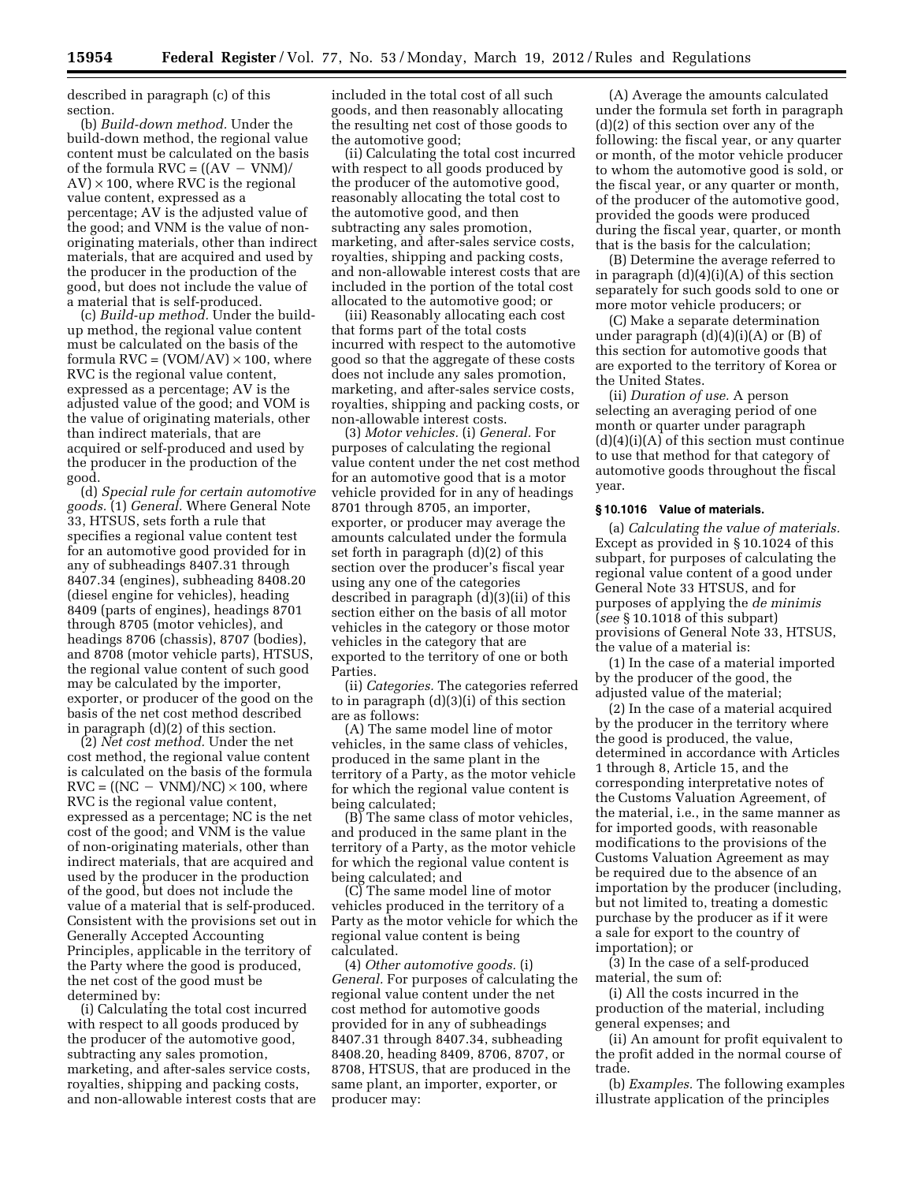described in paragraph (c) of this section.

(b) *Build-down method.* Under the build-down method, the regional value content must be calculated on the basis of the formula $RVC = ((AV - VNM)/AV) \times 100$, where RVC is the regional value content, expressed as a percentage; AV is the adjusted value of the good; and VNM is the value of non-originating materials, other than indirect materials, that are acquired and used by the producer in the production of the good, but does not include the value of a material that is self-produced.

(c) *Build-up method.* Under the build-up method, the regional value content must be calculated on the basis of the formula $RVC = (VOM/AV) \times 100$, where RVC is the regional value content, expressed as a percentage; AV is the adjusted value of the good; and VOM is the value of originating materials, other than indirect materials, that are acquired or self-produced and used by the producer in the production of the good.

(d) *Special rule for certain automotive goods.* (1) *General.* Where General Note 33, HTSUS, sets forth a rule that specifies a regional value content test for an automotive good provided for in any of subheadings 8407.31 through 8407.34 (engines), subheading 8408.20 (diesel engine for vehicles), heading 8409 (parts of engines), headings 8701 through 8705 (motor vehicles), and headings 8706 (chassis), 8707 (bodies), and 8708 (motor vehicle parts), HTSUS, the regional value content of such good may be calculated by the importer, exporter, or producer of the good on the basis of the net cost method described in paragraph (d)(2) of this section.

(2) *Net cost method.* Under the net cost method, the regional value content is calculated on the basis of the formula $RVC = ((NC - VNM)/NC) \times 100$, where RVC is the regional value content, expressed as a percentage; NC is the net cost of the good; and VNM is the value of non-originating materials, other than indirect materials, that are acquired and used by the producer in the production of the good, but does not include the value of a material that is self-produced. Consistent with the provisions set out in Generally Accepted Accounting Principles, applicable in the territory of the Party where the good is produced, the net cost of the good must be determined by:

(i) Calculating the total cost incurred with respect to all goods produced by the producer of the automotive good, subtracting any sales promotion, marketing, and after-sales service costs, royalties, shipping and packing costs, and non-allowable interest costs that are included in the total cost of all such goods, and then reasonably allocating the resulting net cost of those goods to the automotive good;

(ii) Calculating the total cost incurred with respect to all goods produced by the producer of the automotive good, reasonably allocating the total cost to the automotive good, and then subtracting any sales promotion, marketing, and after-sales service costs, royalties, shipping and packing costs, and non-allowable interest costs that are included in the portion of the total cost allocated to the automotive good; or

(iii) Reasonably allocating each cost that forms part of the total costs incurred with respect to the automotive good so that the aggregate of these costs does not include any sales promotion, marketing, and after-sales service costs, royalties, shipping and packing costs, or non-allowable interest costs.

(3) *Motor vehicles.* (i) *General.* For purposes of calculating the regional value content under the net cost method for an automotive good that is a motor vehicle provided for in any of headings 8701 through 8705, an importer, exporter, or producer may average the amounts calculated under the formula set forth in paragraph (d)(2) of this section over the producer's fiscal year using any one of the categories described in paragraph (d)(3)(ii) of this section either on the basis of all motor vehicles in the category or those motor vehicles in the category that are exported to the territory of one or both Parties.

(ii) *Categories.* The categories referred to in paragraph (d)(3)(i) of this section are as follows:

(A) The same model line of motor vehicles, in the same class of vehicles, produced in the same plant in the territory of a Party, as the motor vehicle for which the regional value content is being calculated;

(B) The same class of motor vehicles, and produced in the same plant in the territory of a Party, as the motor vehicle for which the regional value content is being calculated; and

(C) The same model line of motor vehicles produced in the territory of a Party as the motor vehicle for which the regional value content is being calculated.

(4) *Other automotive goods.* (i) *General.* For purposes of calculating the regional value content under the net cost method for automotive goods provided for in any of subheadings 8407.31 through 8407.34, subheading 8408.20, heading 8409, 8706, 8707, or 8708, HTSUS, that are produced in the same plant, an importer, exporter, or producer may:

(A) Average the amounts calculated under the formula set forth in paragraph (d)(2) of this section over any of the following: the fiscal year, or any quarter or month, of the motor vehicle producer to whom the automotive good is sold, or the fiscal year, or any quarter or month, of the producer of the automotive good, provided the goods were produced during the fiscal year, quarter, or month that is the basis for the calculation;

(B) Determine the average referred to in paragraph (d)(4)(i)(A) of this section separately for such goods sold to one or more motor vehicle producers; or

(C) Make a separate determination under paragraph (d)(4)(i)(A) or (B) of this section for automotive goods that are exported to the territory of Korea or the United States.

(ii) *Duration of use.* A person selecting an averaging period of one month or quarter under paragraph (d)(4)(i)(A) of this section must continue to use that method for that category of automotive goods throughout the fiscal year.

### § 10.1016 Value of materials.

(a) *Calculating the value of materials.* Except as provided in § 10.1024 of this subpart, for purposes of calculating the regional value content of a good under General Note 33 HTSUS, and for purposes of applying the *de minimis* (*see* § 10.1018 of this subpart) provisions of General Note 33, HTSUS, the value of a material is:

(1) In the case of a material imported by the producer of the good, the adjusted value of the material;

(2) In the case of a material acquired by the producer in the territory where the good is produced, the value, determined in accordance with Articles 1 through 8, Article 15, and the corresponding interpretative notes of the Customs Valuation Agreement, of the material, i.e., in the same manner as for imported goods, with reasonable modifications to the provisions of the Customs Valuation Agreement as may be required due to the absence of an importation by the producer (including, but not limited to, treating a domestic purchase by the producer as if it were a sale for export to the country of importation); or

(3) In the case of a self-produced material, the sum of:

(i) All the costs incurred in the production of the material, including general expenses; and

(ii) An amount for profit equivalent to the profit added in the normal course of trade.

(b) *Examples.* The following examples illustrate application of the principles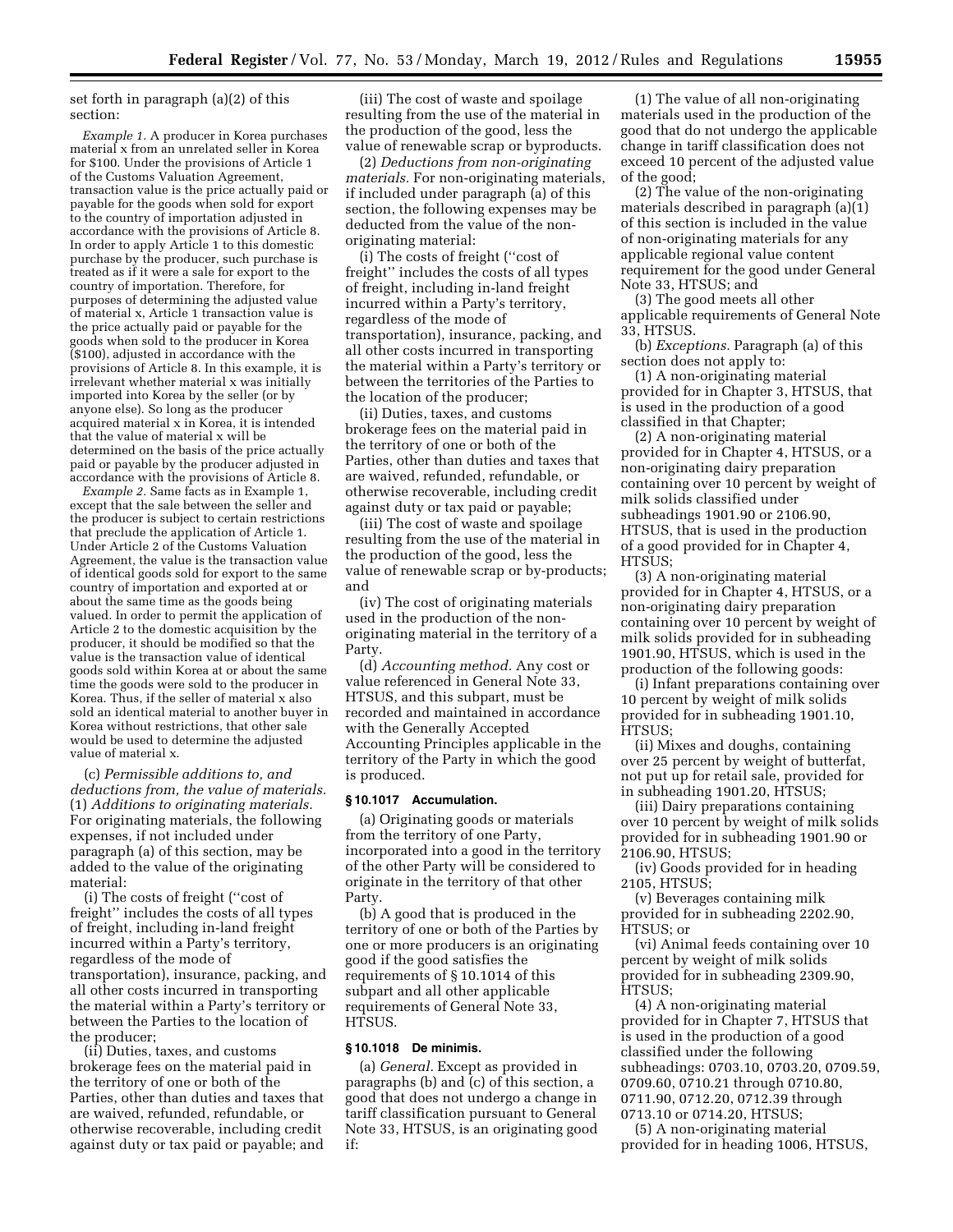set forth in paragraph (a)(2) of this section:

*Example 1.* A producer in Korea purchases material x from an unrelated seller in Korea for $100. Under the provisions of Article 1 of the Customs Valuation Agreement, transaction value is the price actually paid or payable for the goods when sold for export to the country of importation adjusted in accordance with the provisions of Article 8. In order to apply Article 1 to this domestic purchase by the producer, such purchase is treated as if it were a sale for export to the country of importation. Therefore, for purposes of determining the adjusted value of material x, Article 1 transaction value is the price actually paid or payable for the goods when sold to the producer in Korea ($100), adjusted in accordance with the provisions of Article 8. In this example, it is irrelevant whether material x was initially imported into Korea by the seller (or by anyone else). So long as the producer acquired material x in Korea, it is intended that the value of material x will be determined on the basis of the price actually paid or payable by the producer adjusted in accordance with the provisions of Article 8.

*Example 2.* Same facts as in Example 1, except that the sale between the seller and the producer is subject to certain restrictions that preclude the application of Article 1. Under Article 2 of the Customs Valuation Agreement, the value is the transaction value of identical goods sold for export to the same country of importation and exported at or about the same time as the goods being valued. In order to permit the application of Article 2 to the domestic acquisition by the producer, it should be modified so that the value is the transaction value of identical goods sold within Korea at or about the same time the goods were sold to the producer in Korea. Thus, if the seller of material x also sold an identical material to another buyer in Korea without restrictions, that other sale would be used to determine the adjusted value of material x.

(c) *Permissible additions to, and deductions from, the value of materials.* (1) *Additions to originating materials.* For originating materials, the following expenses, if not included under paragraph (a) of this section, may be added to the value of the originating material:

(i) The costs of freight (''cost of freight'' includes the costs of all types of freight, including in-land freight incurred within a Party's territory, regardless of the mode of transportation), insurance, packing, and all other costs incurred in transporting the material within a Party's territory or between the Parties to the location of the producer;

(ii) Duties, taxes, and customs brokerage fees on the material paid in the territory of one or both of the Parties, other than duties and taxes that are waived, refunded, refundable, or otherwise recoverable, including credit against duty or tax paid or payable; and

(iii) The cost of waste and spoilage resulting from the use of the material in the production of the good, less the value of renewable scrap or byproducts.

(2) *Deductions from non-originating materials.* For non-originating materials, if included under paragraph (a) of this section, the following expenses may be deducted from the value of the non-originating material:

(i) The costs of freight (''cost of freight'' includes the costs of all types of freight, including in-land freight incurred within a Party's territory, regardless of the mode of transportation), insurance, packing, and all other costs incurred in transporting the material within a Party's territory or between the territories of the Parties to the location of the producer;

(ii) Duties, taxes, and customs brokerage fees on the material paid in the territory of one or both of the Parties, other than duties and taxes that are waived, refunded, refundable, or otherwise recoverable, including credit against duty or tax paid or payable;

(iii) The cost of waste and spoilage resulting from the use of the material in the production of the good, less the value of renewable scrap or by-products; and

(iv) The cost of originating materials used in the production of the non-originating material in the territory of a Party.

(d) *Accounting method.* Any cost or value referenced in General Note 33, HTSUS, and this subpart, must be recorded and maintained in accordance with the Generally Accepted Accounting Principles applicable in the territory of the Party in which the good is produced.

### § 10.1017 Accumulation.

(a) Originating goods or materials from the territory of one Party, incorporated into a good in the territory of the other Party will be considered to originate in the territory of that other Party.

(b) A good that is produced in the territory of one or both of the Parties by one or more producers is an originating good if the good satisfies the requirements of § 10.1014 of this subpart and all other applicable requirements of General Note 33, HTSUS.

### § 10.1018 De minimis.

(a) *General.* Except as provided in paragraphs (b) and (c) of this section, a good that does not undergo a change in tariff classification pursuant to General Note 33, HTSUS, is an originating good if:

(1) The value of all non-originating materials used in the production of the good that do not undergo the applicable change in tariff classification does not exceed 10 percent of the adjusted value of the good;

(2) The value of the non-originating materials described in paragraph (a)(1) of this section is included in the value of non-originating materials for any applicable regional value content requirement for the good under General Note 33, HTSUS; and

(3) The good meets all other applicable requirements of General Note 33, HTSUS.

(b) *Exceptions.* Paragraph (a) of this section does not apply to:

(1) A non-originating material provided for in Chapter 3, HTSUS, that is used in the production of a good classified in that Chapter;

(2) A non-originating material provided for in Chapter 4, HTSUS, or a non-originating dairy preparation containing over 10 percent by weight of milk solids classified under subheadings 1901.90 or 2106.90, HTSUS, that is used in the production of a good provided for in Chapter 4, HTSUS;

(3) A non-originating material provided for in Chapter 4, HTSUS, or a non-originating dairy preparation containing over 10 percent by weight of milk solids provided for in subheading 1901.90, HTSUS, which is used in the production of the following goods:

(i) Infant preparations containing over 10 percent by weight of milk solids provided for in subheading 1901.10, HTSUS;

(ii) Mixes and doughs, containing over 25 percent by weight of butterfat, not put up for retail sale, provided for in subheading 1901.20, HTSUS;

(iii) Dairy preparations containing over 10 percent by weight of milk solids provided for in subheading 1901.90 or 2106.90, HTSUS;

(iv) Goods provided for in heading 2105, HTSUS;

(v) Beverages containing milk provided for in subheading 2202.90, HTSUS; or

(vi) Animal feeds containing over 10 percent by weight of milk solids provided for in subheading 2309.90, HTSUS;

(4) A non-originating material provided for in Chapter 7, HTSUS that is used in the production of a good classified under the following subheadings: 0703.10, 0703.20, 0709.59, 0709.60, 0710.21 through 0710.80, 0711.90, 0712.20, 0712.39 through 0713.10 or 0714.20, HTSUS;

(5) A non-originating material provided for in heading 1006, HTSUS,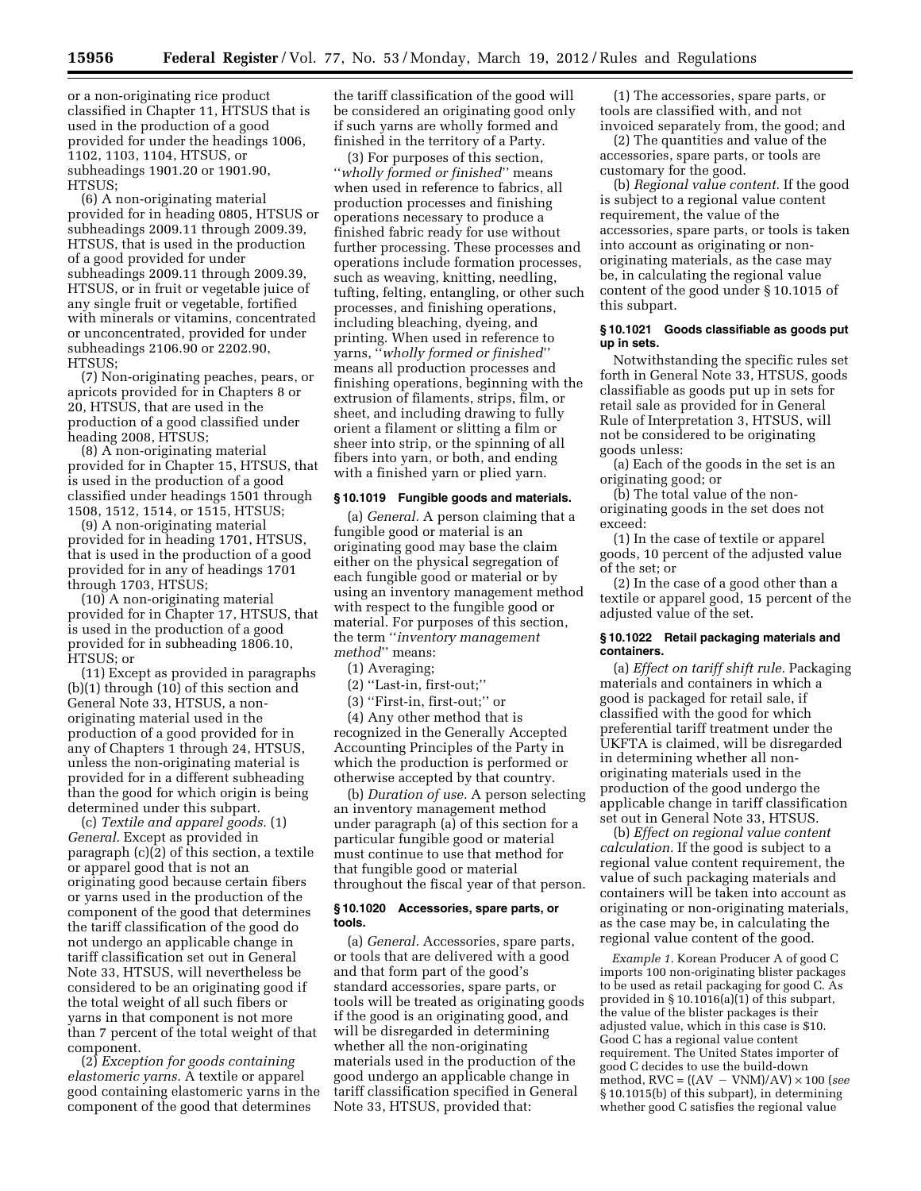or a non-originating rice product classified in Chapter 11, HTSUS that is used in the production of a good provided for under the headings 1006, 1102, 1103, 1104, HTSUS, or subheadings 1901.20 or 1901.90, HTSUS;

(6) A non-originating material provided for in heading 0805, HTSUS or subheadings 2009.11 through 2009.39, HTSUS, that is used in the production of a good provided for under subheadings 2009.11 through 2009.39, HTSUS, or in fruit or vegetable juice of any single fruit or vegetable, fortified with minerals or vitamins, concentrated or unconcentrated, provided for under subheadings 2106.90 or 2202.90, HTSUS;

(7) Non-originating peaches, pears, or apricots provided for in Chapters 8 or 20, HTSUS, that are used in the production of a good classified under heading 2008, HTSUS;

(8) A non-originating material provided for in Chapter 15, HTSUS, that is used in the production of a good classified under headings 1501 through 1508, 1512, 1514, or 1515, HTSUS;

(9) A non-originating material provided for in heading 1701, HTSUS, that is used in the production of a good provided for in any of headings 1701 through 1703, HTSUS;

(10) A non-originating material provided for in Chapter 17, HTSUS, that is used in the production of a good provided for in subheading 1806.10, HTSUS; or

(11) Except as provided in paragraphs (b)(1) through (10) of this section and General Note 33, HTSUS, a non-originating material used in the production of a good provided for in any of Chapters 1 through 24, HTSUS, unless the non-originating material is provided for in a different subheading than the good for which origin is being determined under this subpart.

(c) *Textile and apparel goods.* (1) *General.* Except as provided in paragraph (c)(2) of this section, a textile or apparel good that is not an originating good because certain fibers or yarns used in the production of the component of the good that determines the tariff classification of the good do not undergo an applicable change in tariff classification set out in General Note 33, HTSUS, will nevertheless be considered to be an originating good if the total weight of all such fibers or yarns in that component is not more than 7 percent of the total weight of that component.

(2) *Exception for goods containing elastomeric yarns.* A textile or apparel good containing elastomeric yarns in the component of the good that determines the tariff classification of the good will be considered an originating good only if such yarns are wholly formed and finished in the territory of a Party.

(3) For purposes of this section, ''*wholly formed or finished*'' means when used in reference to fabrics, all production processes and finishing operations necessary to produce a finished fabric ready for use without further processing. These processes and operations include formation processes, such as weaving, knitting, needling, tufting, felting, entangling, or other such processes, and finishing operations, including bleaching, dyeing, and printing. When used in reference to yarns, ''*wholly formed or finished*'' means all production processes and finishing operations, beginning with the extrusion of filaments, strips, film, or sheet, and including drawing to fully orient a filament or slitting a film or sheer into strip, or the spinning of all fibers into yarn, or both, and ending with a finished yarn or plied yarn.

#### § 10.1019 Fungible goods and materials.

(a) *General.* A person claiming that a fungible good or material is an originating good may base the claim either on the physical segregation of each fungible good or material or by using an inventory management method with respect to the fungible good or material. For purposes of this section, the term ''*inventory management method*'' means:

(1) Averaging;

(2) ''Last-in, first-out;''

(3) ''First-in, first-out;'' or

(4) Any other method that is recognized in the Generally Accepted Accounting Principles of the Party in which the production is performed or otherwise accepted by that country.

(b) *Duration of use.* A person selecting an inventory management method under paragraph (a) of this section for a particular fungible good or material must continue to use that method for that fungible good or material throughout the fiscal year of that person.

#### § 10.1020 Accessories, spare parts, or tools.

(a) *General.* Accessories, spare parts, or tools that are delivered with a good and that form part of the good's standard accessories, spare parts, or tools will be treated as originating goods if the good is an originating good, and will be disregarded in determining whether all the non-originating materials used in the production of the good undergo an applicable change in tariff classification specified in General Note 33, HTSUS, provided that:

(1) The accessories, spare parts, or tools are classified with, and not invoiced separately from, the good; and

(2) The quantities and value of the accessories, spare parts, or tools are customary for the good.

(b) *Regional value content.* If the good is subject to a regional value content requirement, the value of the accessories, spare parts, or tools is taken into account as originating or non-originating materials, as the case may be, in calculating the regional value content of the good under § 10.1015 of this subpart.

#### § 10.1021 Goods classifiable as goods put up in sets.

Notwithstanding the specific rules set forth in General Note 33, HTSUS, goods classifiable as goods put up in sets for retail sale as provided for in General Rule of Interpretation 3, HTSUS, will not be considered to be originating goods unless:

(a) Each of the goods in the set is an originating good; or

(b) The total value of the non-originating goods in the set does not exceed:

(1) In the case of textile or apparel goods, 10 percent of the adjusted value of the set; or

(2) In the case of a good other than a textile or apparel good, 15 percent of the adjusted value of the set.

#### § 10.1022 Retail packaging materials and containers.

(a) *Effect on tariff shift rule.* Packaging materials and containers in which a good is packaged for retail sale, if classified with the good for which preferential tariff treatment under the UKFTA is claimed, will be disregarded in determining whether all non-originating materials used in the production of the good undergo the applicable change in tariff classification set out in General Note 33, HTSUS.

(b) *Effect on regional value content calculation.* If the good is subject to a regional value content requirement, the value of such packaging materials and containers will be taken into account as originating or non-originating materials, as the case may be, in calculating the regional value content of the good.

*Example 1.* Korean Producer A of good C imports 100 non-originating blister packages to be used as retail packaging for good C. As provided in § 10.1016(a)(1) of this subpart, the value of the blister packages is their adjusted value, which in this case is $10. Good C has a regional value content requirement. The United States importer of good C decides to use the build-down method, $RVC = ((AV - VNM)/AV) \times 100$ (*see* § 10.1015(b) of this subpart), in determining whether good C satisfies the regional value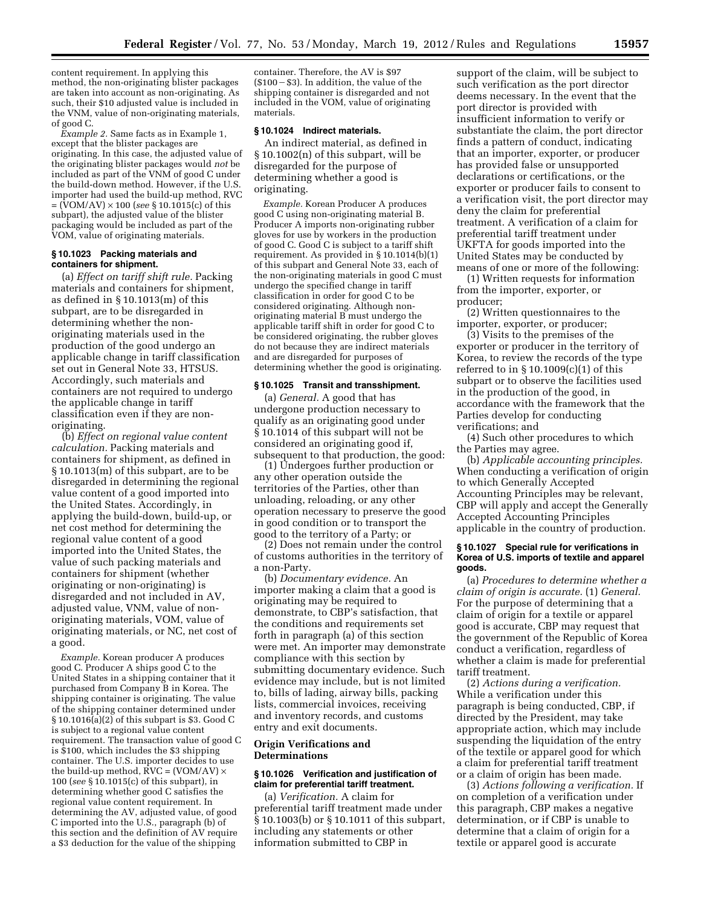content requirement. In applying this method, the non-originating blister packages are taken into account as non-originating. As such, their $10 adjusted value is included in the VNM, value of non-originating materials, of good C.

*Example 2.* Same facts as in Example 1, except that the blister packages are originating. In this case, the adjusted value of the originating blister packages would *not* be included as part of the VNM of good C under the build-down method. However, if the U.S. importer had used the build-up method, RVC = (VOM/AV) × 100 (*see* § 10.1015(c) of this subpart), the adjusted value of the blister packaging would be included as part of the VOM, value of originating materials.

### § 10.1023 Packing materials and containers for shipment.

(a) *Effect on tariff shift rule.* Packing materials and containers for shipment, as defined in § 10.1013(m) of this subpart, are to be disregarded in determining whether the non-originating materials used in the production of the good undergo an applicable change in tariff classification set out in General Note 33, HTSUS. Accordingly, such materials and containers are not required to undergo the applicable change in tariff classification even if they are non-originating.

(b) *Effect on regional value content calculation.* Packing materials and containers for shipment, as defined in § 10.1013(m) of this subpart, are to be disregarded in determining the regional value content of a good imported into the United States. Accordingly, in applying the build-down, build-up, or net cost method for determining the regional value content of a good imported into the United States, the value of such packing materials and containers for shipment (whether originating or non-originating) is disregarded and not included in AV, adjusted value, VNM, value of non-originating materials, VOM, value of originating materials, or NC, net cost of a good.

*Example.* Korean producer A produces good C. Producer A ships good C to the United States in a shipping container that it purchased from Company B in Korea. The shipping container is originating. The value of the shipping container determined under § 10.1016(a)(2) of this subpart is $3. Good C is subject to a regional value content requirement. The transaction value of good C is $100, which includes the $3 shipping container. The U.S. importer decides to use the build-up method, RVC = (VOM/AV) × 100 (*see* § 10.1015(c) of this subpart), in determining whether good C satisfies the regional value content requirement. In determining the AV, adjusted value, of good C imported into the U.S., paragraph (b) of this section and the definition of AV require a $3 deduction for the value of the shipping container. Therefore, the AV is $97 ($100 − $3). In addition, the value of the shipping container is disregarded and not included in the VOM, value of originating materials.

### § 10.1024 Indirect materials.

An indirect material, as defined in § 10.1002(n) of this subpart, will be disregarded for the purpose of determining whether a good is originating.

*Example.* Korean Producer A produces good C using non-originating material B. Producer A imports non-originating rubber gloves for use by workers in the production of good C. Good C is subject to a tariff shift requirement. As provided in § 10.1014(b)(1) of this subpart and General Note 33, each of the non-originating materials in good C must undergo the specified change in tariff classification in order for good C to be considered originating. Although non-originating material B must undergo the applicable tariff shift in order for good C to be considered originating, the rubber gloves do not because they are indirect materials and are disregarded for purposes of determining whether the good is originating.

### § 10.1025 Transit and transshipment.

(a) *General.* A good that has undergone production necessary to qualify as an originating good under § 10.1014 of this subpart will not be considered an originating good if, subsequent to that production, the good:

(1) Undergoes further production or any other operation outside the territories of the Parties, other than unloading, reloading, or any other operation necessary to preserve the good in good condition or to transport the good to the territory of a Party; or

(2) Does not remain under the control of customs authorities in the territory of a non-Party.

(b) *Documentary evidence.* An importer making a claim that a good is originating may be required to demonstrate, to CBP's satisfaction, that the conditions and requirements set forth in paragraph (a) of this section were met. An importer may demonstrate compliance with this section by submitting documentary evidence. Such evidence may include, but is not limited to, bills of lading, airway bills, packing lists, commercial invoices, receiving and inventory records, and customs entry and exit documents.

## Origin Verifications and Determinations

### § 10.1026 Verification and justification of claim for preferential tariff treatment.

(a) *Verification.* A claim for preferential tariff treatment made under § 10.1003(b) or § 10.1011 of this subpart, including any statements or other information submitted to CBP in support of the claim, will be subject to such verification as the port director deems necessary. In the event that the port director is provided with insufficient information to verify or substantiate the claim, the port director finds a pattern of conduct, indicating that an importer, exporter, or producer has provided false or unsupported declarations or certifications, or the exporter or producer fails to consent to a verification visit, the port director may deny the claim for preferential treatment. A verification of a claim for preferential tariff treatment under UKFTA for goods imported into the United States may be conducted by means of one or more of the following:

(1) Written requests for information from the importer, exporter, or producer;

(2) Written questionnaires to the importer, exporter, or producer;

(3) Visits to the premises of the exporter or producer in the territory of Korea, to review the records of the type referred to in § 10.1009(c)(1) of this subpart or to observe the facilities used in the production of the good, in accordance with the framework that the Parties develop for conducting verifications; and

(4) Such other procedures to which the Parties may agree.

(b) *Applicable accounting principles.* When conducting a verification of origin to which Generally Accepted Accounting Principles may be relevant, CBP will apply and accept the Generally Accepted Accounting Principles applicable in the country of production.

### § 10.1027 Special rule for verifications in Korea of U.S. imports of textile and apparel goods.

(a) *Procedures to determine whether a claim of origin is accurate.* (1) *General.* For the purpose of determining that a claim of origin for a textile or apparel good is accurate, CBP may request that the government of the Republic of Korea conduct a verification, regardless of whether a claim is made for preferential tariff treatment.

(2) *Actions during a verification.* While a verification under this paragraph is being conducted, CBP, if directed by the President, may take appropriate action, which may include suspending the liquidation of the entry of the textile or apparel good for which a claim for preferential tariff treatment or a claim of origin has been made.

(3) *Actions following a verification.* If on completion of a verification under this paragraph, CBP makes a negative determination, or if CBP is unable to determine that a claim of origin for a textile or apparel good is accurate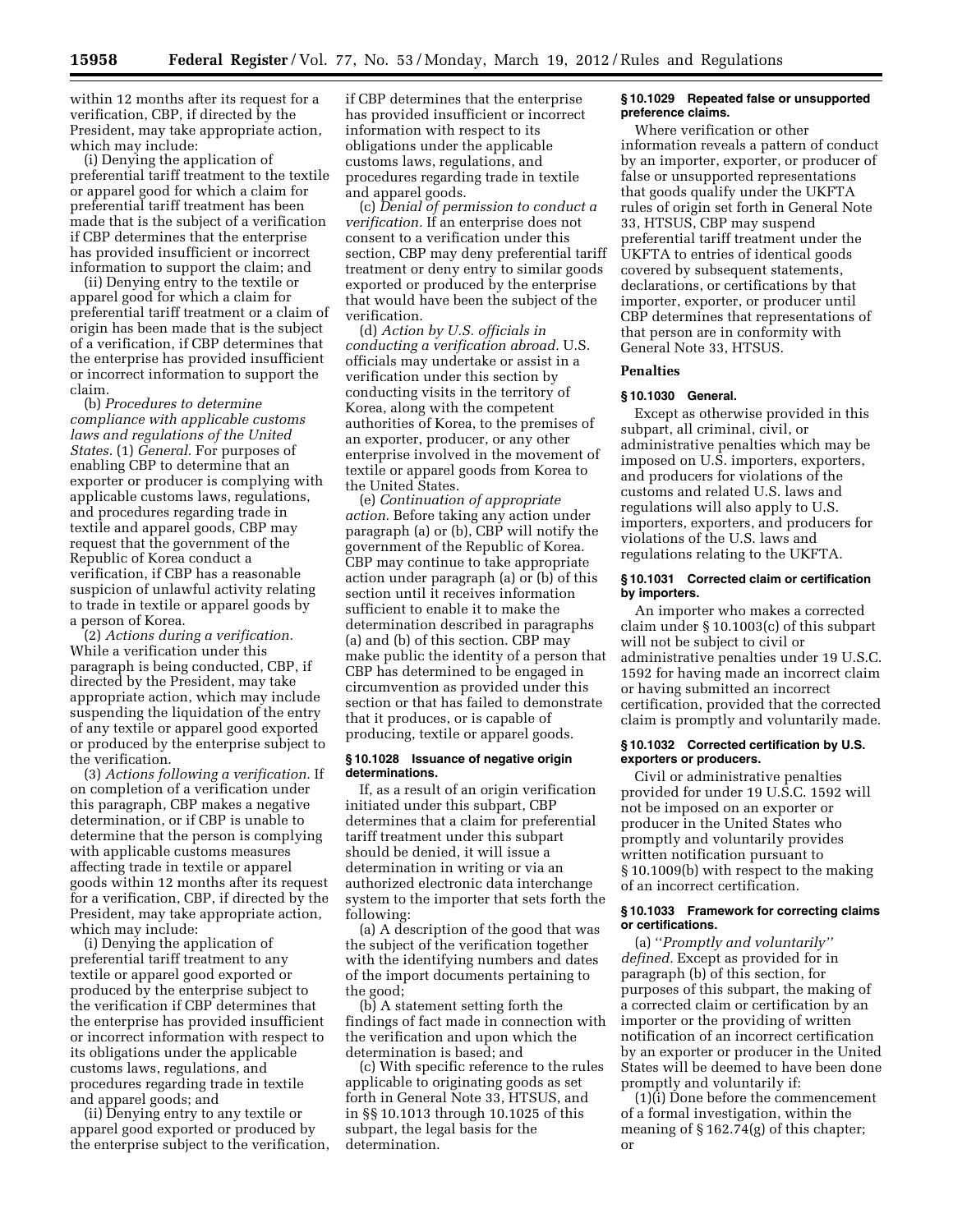within 12 months after its request for a verification, CBP, if directed by the President, may take appropriate action, which may include:

(i) Denying the application of preferential tariff treatment to the textile or apparel good for which a claim for preferential tariff treatment has been made that is the subject of a verification if CBP determines that the enterprise has provided insufficient or incorrect information to support the claim; and

(ii) Denying entry to the textile or apparel good for which a claim for preferential tariff treatment or a claim of origin has been made that is the subject of a verification, if CBP determines that the enterprise has provided insufficient or incorrect information to support the claim.

(b) *Procedures to determine compliance with applicable customs laws and regulations of the United States.* (1) *General.* For purposes of enabling CBP to determine that an exporter or producer is complying with applicable customs laws, regulations, and procedures regarding trade in textile and apparel goods, CBP may request that the government of the Republic of Korea conduct a verification, if CBP has a reasonable suspicion of unlawful activity relating to trade in textile or apparel goods by a person of Korea.

(2) *Actions during a verification.* While a verification under this paragraph is being conducted, CBP, if directed by the President, may take appropriate action, which may include suspending the liquidation of the entry of any textile or apparel good exported or produced by the enterprise subject to the verification.

(3) *Actions following a verification.* If on completion of a verification under this paragraph, CBP makes a negative determination, or if CBP is unable to determine that the person is complying with applicable customs measures affecting trade in textile or apparel goods within 12 months after its request for a verification, CBP, if directed by the President, may take appropriate action, which may include:

(i) Denying the application of preferential tariff treatment to any textile or apparel good exported or produced by the enterprise subject to the verification if CBP determines that the enterprise has provided insufficient or incorrect information with respect to its obligations under the applicable customs laws, regulations, and procedures regarding trade in textile and apparel goods; and

(ii) Denying entry to any textile or apparel good exported or produced by the enterprise subject to the verification, if CBP determines that the enterprise has provided insufficient or incorrect information with respect to its obligations under the applicable customs laws, regulations, and procedures regarding trade in textile and apparel goods.

(c) *Denial of permission to conduct a verification.* If an enterprise does not consent to a verification under this section, CBP may deny preferential tariff treatment or deny entry to similar goods exported or produced by the enterprise that would have been the subject of the verification.

(d) *Action by U.S. officials in conducting a verification abroad.* U.S. officials may undertake or assist in a verification under this section by conducting visits in the territory of Korea, along with the competent authorities of Korea, to the premises of an exporter, producer, or any other enterprise involved in the movement of textile or apparel goods from Korea to the United States.

(e) *Continuation of appropriate action.* Before taking any action under paragraph (a) or (b), CBP will notify the government of the Republic of Korea. CBP may continue to take appropriate action under paragraph (a) or (b) of this section until it receives information sufficient to enable it to make the determination described in paragraphs (a) and (b) of this section. CBP may make public the identity of a person that CBP has determined to be engaged in circumvention as provided under this section or that has failed to demonstrate that it produces, or is capable of producing, textile or apparel goods.

### § 10.1028 Issuance of negative origin determinations.

If, as a result of an origin verification initiated under this subpart, CBP determines that a claim for preferential tariff treatment under this subpart should be denied, it will issue a determination in writing or via an authorized electronic data interchange system to the importer that sets forth the following:

(a) A description of the good that was the subject of the verification together with the identifying numbers and dates of the import documents pertaining to the good;

(b) A statement setting forth the findings of fact made in connection with the verification and upon which the determination is based; and

(c) With specific reference to the rules applicable to originating goods as set forth in General Note 33, HTSUS, and in §§ 10.1013 through 10.1025 of this subpart, the legal basis for the determination.

### § 10.1029 Repeated false or unsupported preference claims.

Where verification or other information reveals a pattern of conduct by an importer, exporter, or producer of false or unsupported representations that goods qualify under the UKFTA rules of origin set forth in General Note 33, HTSUS, CBP may suspend preferential tariff treatment under the UKFTA to entries of identical goods covered by subsequent statements, declarations, or certifications by that importer, exporter, or producer until CBP determines that representations of that person are in conformity with General Note 33, HTSUS.

## Penalties

### § 10.1030 General.

Except as otherwise provided in this subpart, all criminal, civil, or administrative penalties which may be imposed on U.S. importers, exporters, and producers for violations of the customs and related U.S. laws and regulations will also apply to U.S. importers, exporters, and producers for violations of the U.S. laws and regulations relating to the UKFTA.

### § 10.1031 Corrected claim or certification by importers.

An importer who makes a corrected claim under § 10.1003(c) of this subpart will not be subject to civil or administrative penalties under 19 U.S.C. 1592 for having made an incorrect claim or having submitted an incorrect certification, provided that the corrected claim is promptly and voluntarily made.

### § 10.1032 Corrected certification by U.S. exporters or producers.

Civil or administrative penalties provided for under 19 U.S.C. 1592 will not be imposed on an exporter or producer in the United States who promptly and voluntarily provides written notification pursuant to § 10.1009(b) with respect to the making of an incorrect certification.

### § 10.1033 Framework for correcting claims or certifications.

(a) *''Promptly and voluntarily'' defined.* Except as provided for in paragraph (b) of this section, for purposes of this subpart, the making of a corrected claim or certification by an importer or the providing of written notification of an incorrect certification by an exporter or producer in the United States will be deemed to have been done promptly and voluntarily if:

(1)(i) Done before the commencement of a formal investigation, within the meaning of § 162.74(g) of this chapter; or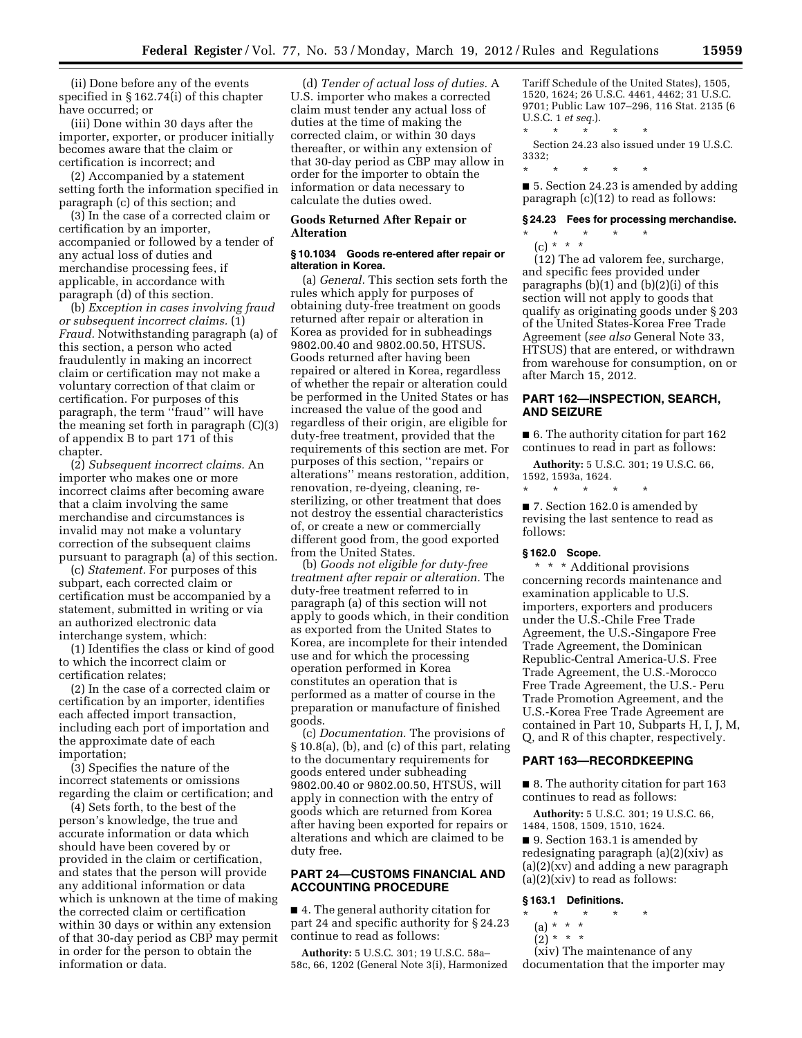(ii) Done before any of the events specified in § 162.74(i) of this chapter have occurred; or

(iii) Done within 30 days after the importer, exporter, or producer initially becomes aware that the claim or certification is incorrect; and

(2) Accompanied by a statement setting forth the information specified in paragraph (c) of this section; and

(3) In the case of a corrected claim or certification by an importer, accompanied or followed by a tender of any actual loss of duties and merchandise processing fees, if applicable, in accordance with paragraph (d) of this section.

(b) *Exception in cases involving fraud or subsequent incorrect claims.* (1) *Fraud.* Notwithstanding paragraph (a) of this section, a person who acted fraudulently in making an incorrect claim or certification may not make a voluntary correction of that claim or certification. For purposes of this paragraph, the term ''fraud'' will have the meaning set forth in paragraph (C)(3) of appendix B to part 171 of this chapter.

(2) *Subsequent incorrect claims.* An importer who makes one or more incorrect claims after becoming aware that a claim involving the same merchandise and circumstances is invalid may not make a voluntary correction of the subsequent claims pursuant to paragraph (a) of this section.

(c) *Statement.* For purposes of this subpart, each corrected claim or certification must be accompanied by a statement, submitted in writing or via an authorized electronic data interchange system, which:

(1) Identifies the class or kind of good to which the incorrect claim or certification relates;

(2) In the case of a corrected claim or certification by an importer, identifies each affected import transaction, including each port of importation and the approximate date of each importation;

(3) Specifies the nature of the incorrect statements or omissions regarding the claim or certification; and

(4) Sets forth, to the best of the person's knowledge, the true and accurate information or data which should have been covered by or provided in the claim or certification, and states that the person will provide any additional information or data which is unknown at the time of making the corrected claim or certification within 30 days or within any extension of that 30-day period as CBP may permit in order for the person to obtain the information or data.

(d) *Tender of actual loss of duties.* A U.S. importer who makes a corrected claim must tender any actual loss of duties at the time of making the corrected claim, or within 30 days thereafter, or within any extension of that 30-day period as CBP may allow in order for the importer to obtain the information or data necessary to calculate the duties owed.

### Goods Returned After Repair or Alteration

#### § 10.1034 Goods re-entered after repair or alteration in Korea.

(a) *General.* This section sets forth the rules which apply for purposes of obtaining duty-free treatment on goods returned after repair or alteration in Korea as provided for in subheadings 9802.00.40 and 9802.00.50, HTSUS. Goods returned after having been repaired or altered in Korea, regardless of whether the repair or alteration could be performed in the United States or has increased the value of the good and regardless of their origin, are eligible for duty-free treatment, provided that the requirements of this section are met. For purposes of this section, ''repairs or alterations'' means restoration, addition, renovation, re-dyeing, cleaning, re-sterilizing, or other treatment that does not destroy the essential characteristics of, or create a new or commercially different good from, the good exported from the United States.

(b) *Goods not eligible for duty-free treatment after repair or alteration.* The duty-free treatment referred to in paragraph (a) of this section will not apply to goods which, in their condition as exported from the United States to Korea, are incomplete for their intended use and for which the processing operation performed in Korea constitutes an operation that is performed as a matter of course in the preparation or manufacture of finished goods.

(c) *Documentation.* The provisions of § 10.8(a), (b), and (c) of this part, relating to the documentary requirements for goods entered under subheading 9802.00.40 or 9802.00.50, HTSUS, will apply in connection with the entry of goods which are returned from Korea after having been exported for repairs or alterations and which are claimed to be duty free.

## PART 24—CUSTOMS FINANCIAL AND ACCOUNTING PROCEDURE

■ 4. The general authority citation for part 24 and specific authority for § 24.23 continue to read as follows:

**Authority:** 5 U.S.C. 301; 19 U.S.C. 58a–58c, 66, 1202 (General Note 3(i), Harmonized Tariff Schedule of the United States), 1505, 1520, 1624; 26 U.S.C. 4461, 4462; 31 U.S.C. 9701; Public Law 107–296, 116 Stat. 2135 (6 U.S.C. 1 *et seq.*).

\* \* \* \* \*

Section 24.23 also issued under 19 U.S.C. 3332;

\* \* \* \* \*

■ 5. Section 24.23 is amended by adding paragraph (c)(12) to read as follows:

#### § 24.23 Fees for processing merchandise.

\* \* \* \* \*

(c) \* \* \*

(12) The ad valorem fee, surcharge, and specific fees provided under paragraphs (b)(1) and (b)(2)(i) of this section will not apply to goods that qualify as originating goods under § 203 of the United States-Korea Free Trade Agreement (*see also* General Note 33, HTSUS) that are entered, or withdrawn from warehouse for consumption, on or after March 15, 2012.

## PART 162—INSPECTION, SEARCH, AND SEIZURE

■ 6. The authority citation for part 162 continues to read in part as follows:

**Authority:** 5 U.S.C. 301; 19 U.S.C. 66, 1592, 1593a, 1624.

\* \* \* \* \*

■ 7. Section 162.0 is amended by revising the last sentence to read as follows:

#### § 162.0 Scope.

\* \* \* Additional provisions concerning records maintenance and examination applicable to U.S. importers, exporters and producers under the U.S.-Chile Free Trade Agreement, the U.S.-Singapore Free Trade Agreement, the Dominican Republic-Central America-U.S. Free Trade Agreement, the U.S.-Morocco Free Trade Agreement, the U.S.- Peru Trade Promotion Agreement, and the U.S.-Korea Free Trade Agreement are contained in Part 10, Subparts H, I, J, M, Q, and R of this chapter, respectively.

## PART 163—RECORDKEEPING

■ 8. The authority citation for part 163 continues to read as follows:

**Authority:** 5 U.S.C. 301; 19 U.S.C. 66, 1484, 1508, 1509, 1510, 1624.

■ 9. Section 163.1 is amended by redesignating paragraph (a)(2)(xiv) as (a)(2)(xv) and adding a new paragraph (a)(2)(xiv) to read as follows:

#### § 163.1 Definitions.

\* \* \* \* \*

(a) \* \* \*

(2) \* \* \*

(xiv) The maintenance of any documentation that the importer may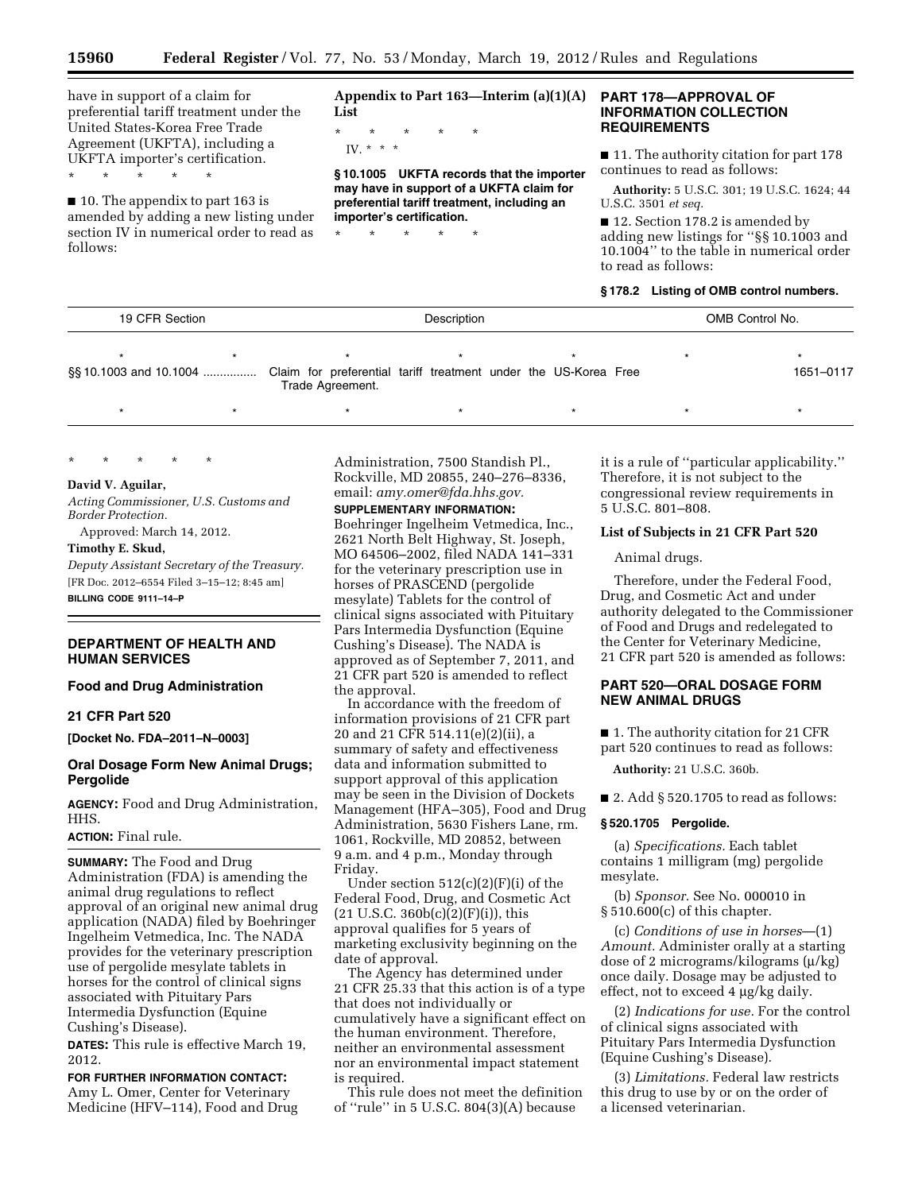have in support of a claim for preferential tariff treatment under the United States-Korea Free Trade Agreement (UKFTA), including a UKFTA importer's certification.

\* \* \* \* \*

■ 10. The appendix to part 163 is amended by adding a new listing under section IV in numerical order to read as follows:

**Appendix to Part 163—Interim (a)(1)(A) List**

\* \* \* \* \*

IV. \* \* \*

**§ 10.1005 UKFTA records that the importer may have in support of a UKFTA claim for preferential tariff treatment, including an importer's certification.**

\* \* \* \* \*

## PART 178—APPROVAL OF INFORMATION COLLECTION REQUIREMENTS

■ 11. The authority citation for part 178 continues to read as follows:

**Authority:** 5 U.S.C. 301; 19 U.S.C. 1624; 44 U.S.C. 3501 *et seq.*

■ 12. Section 178.2 is amended by adding new listings for "§§ 10.1003 and 10.1004" to the table in numerical order to read as follows:

**§ 178.2 Listing of OMB control numbers.**

| 19 CFR Section | Description | OMB Control No. |
|---|---|---|
| \* \* | \* \* \* | \* \* |
| §§ 10.1003 and 10.1004 ............... | Claim for preferential tariff treatment under the US-Korea Free Trade Agreement. | 1651–0117 |
| \* \* | \* \* \* | \* \* |

\* \* \* \* \*

**David V. Aguilar,**

*Acting Commissioner, U.S. Customs and Border Protection.*

Approved: March 14, 2012.

**Timothy E. Skud,**

*Deputy Assistant Secretary of the Treasury.*

[FR Doc. 2012–6554 Filed 3–15–12; 8:45 am]

**BILLING CODE 9111–14–P**

## DEPARTMENT OF HEALTH AND HUMAN SERVICES

### Food and Drug Administration

### 21 CFR Part 520

**[Docket No. FDA–2011–N–0003]**

### Oral Dosage Form New Animal Drugs; Pergolide

**AGENCY:** Food and Drug Administration, HHS.

**ACTION:** Final rule.

**SUMMARY:** The Food and Drug Administration (FDA) is amending the animal drug regulations to reflect approval of an original new animal drug application (NADA) filed by Boehringer Ingelheim Vetmedica, Inc. The NADA provides for the veterinary prescription use of pergolide mesylate tablets in horses for the control of clinical signs associated with Pituitary Pars Intermedia Dysfunction (Equine Cushing's Disease).

**DATES:** This rule is effective March 19, 2012.

**FOR FURTHER INFORMATION CONTACT:** Amy L. Omer, Center for Veterinary Medicine (HFV–114), Food and Drug Administration, 7500 Standish Pl., Rockville, MD 20855, 240–276–8336, email: *amy.omer@fda.hhs.gov.*

**SUPPLEMENTARY INFORMATION:** Boehringer Ingelheim Vetmedica, Inc., 2621 North Belt Highway, St. Joseph, MO 64506–2002, filed NADA 141–331 for the veterinary prescription use in horses of PRASCEND (pergolide mesylate) Tablets for the control of clinical signs associated with Pituitary Pars Intermedia Dysfunction (Equine Cushing's Disease). The NADA is approved as of September 7, 2011, and 21 CFR part 520 is amended to reflect the approval.

In accordance with the freedom of information provisions of 21 CFR part 20 and 21 CFR 514.11(e)(2)(ii), a summary of safety and effectiveness data and information submitted to support approval of this application may be seen in the Division of Dockets Management (HFA–305), Food and Drug Administration, 5630 Fishers Lane, rm. 1061, Rockville, MD 20852, between 9 a.m. and 4 p.m., Monday through Friday.

Under section 512(c)(2)(F)(i) of the Federal Food, Drug, and Cosmetic Act (21 U.S.C. 360b(c)(2)(F)(i)), this approval qualifies for 5 years of marketing exclusivity beginning on the date of approval.

The Agency has determined under 21 CFR 25.33 that this action is of a type that does not individually or cumulatively have a significant effect on the human environment. Therefore, neither an environmental assessment nor an environmental impact statement is required.

This rule does not meet the definition of "rule" in 5 U.S.C. 804(3)(A) because it is a rule of "particular applicability." Therefore, it is not subject to the congressional review requirements in 5 U.S.C. 801–808.

### List of Subjects in 21 CFR Part 520

Animal drugs.

Therefore, under the Federal Food, Drug, and Cosmetic Act and under authority delegated to the Commissioner of Food and Drugs and redelegated to the Center for Veterinary Medicine, 21 CFR part 520 is amended as follows:

## PART 520—ORAL DOSAGE FORM NEW ANIMAL DRUGS

■ 1. The authority citation for 21 CFR part 520 continues to read as follows:

**Authority:** 21 U.S.C. 360b.

■ 2. Add § 520.1705 to read as follows:

**§ 520.1705 Pergolide.**

(a) *Specifications.* Each tablet contains 1 milligram (mg) pergolide mesylate.

(b) *Sponsor.* See No. 000010 in § 510.600(c) of this chapter.

(c) *Conditions of use in horses*—(1) *Amount.* Administer orally at a starting dose of 2 micrograms/kilograms (μ/kg) once daily. Dosage may be adjusted to effect, not to exceed 4 μg/kg daily.

(2) *Indications for use.* For the control of clinical signs associated with Pituitary Pars Intermedia Dysfunction (Equine Cushing's Disease).

(3) *Limitations.* Federal law restricts this drug to use by or on the order of a licensed veterinarian.